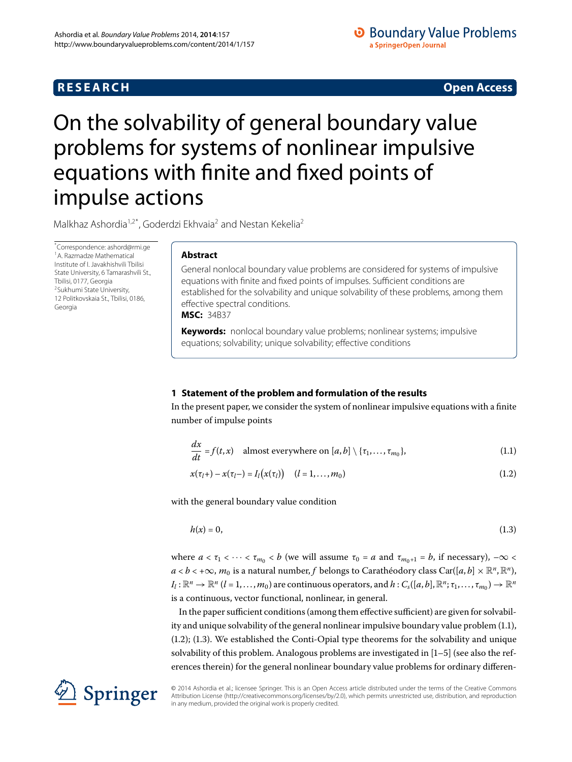**RESEARCH** **Open Access**

# On the solvability of general boundary value problems for systems of nonlinear impulsive equations with finite and fixed points of impulse actions

Malkhaz Ashordia[1,2*], Goderdzi Ekhvaia[2] and Nestan Kekelia[2]

*Correspondence: ashord@rmi.ge
[1] A. Razmadze Mathematical Institute of I. Javakhishvili Tbilisi State University, 6 Tamarashvili St., Tbilisi, 0177, Georgia
[2] Sukhumi State University, 12 Politkovskaia St., Tbilisi, 0186, Georgia

## Abstract

General nonlocal boundary value problems are considered for systems of impulsive equations with finite and fixed points of impulses. Sufficient conditions are established for the solvability and unique solvability of these problems, among them effective spectral conditions.

**MSC:** 34B37

**Keywords:** nonlocal boundary value problems; nonlinear systems; impulsive equations; solvability; unique solvability; effective conditions

## 1 Statement of the problem and formulation of the results

In the present paper, we consider the system of nonlinear impulsive equations with a finite number of impulse points

$$\frac{dx}{dt} = f(t,x) \quad \text{almost everywhere on } [a,b] \setminus \{\tau_1,\dots,\tau_{m_0}\}, \tag{1.1}$$

$$x(\tau_l+) - x(\tau_l-) = I_l\big(x(\tau_l)\big) \quad (l = 1,\dots,m_0) \tag{1.2}$$

with the general boundary value condition

$$h(x) = 0, \tag{1.3}$$

where $a < \tau_1 < \dots < \tau_{m_0} < b$ (we will assume $\tau_0 = a$ and $\tau_{m_0+1} = b$, if necessary), $-\infty < a < b < +\infty$, $m_0$ is a natural number, $f$ belongs to Carathéodory class $\mathrm{Car}([a,b] \times \mathbb{R}^n, \mathbb{R}^n)$, $I_l : \mathbb{R}^n \to \mathbb{R}^n$ $(l = 1,\dots,m_0)$ are continuous operators, and $h : C_s([a,b],\mathbb{R}^n;\tau_1,\dots,\tau_{m_0}) \to \mathbb{R}^n$ is a continuous, vector functional, nonlinear, in general.

In the paper sufficient conditions (among them effective sufficient) are given for solvability and unique solvability of the general nonlinear impulsive boundary value problem (1.1), (1.2); (1.3). We established the Conti-Opial type theorems for the solvability and unique solvability of this problem. Analogous problems are investigated in [1–5] (see also the references therein) for the general nonlinear boundary value problems for ordinary differen-

© 2014 Ashordia et al.; licensee Springer. This is an Open Access article distributed under the terms of the Creative Commons Attribution License (http://creativecommons.org/licenses/by/2.0), which permits unrestricted use, distribution, and reproduction in any medium, provided the original work is properly credited.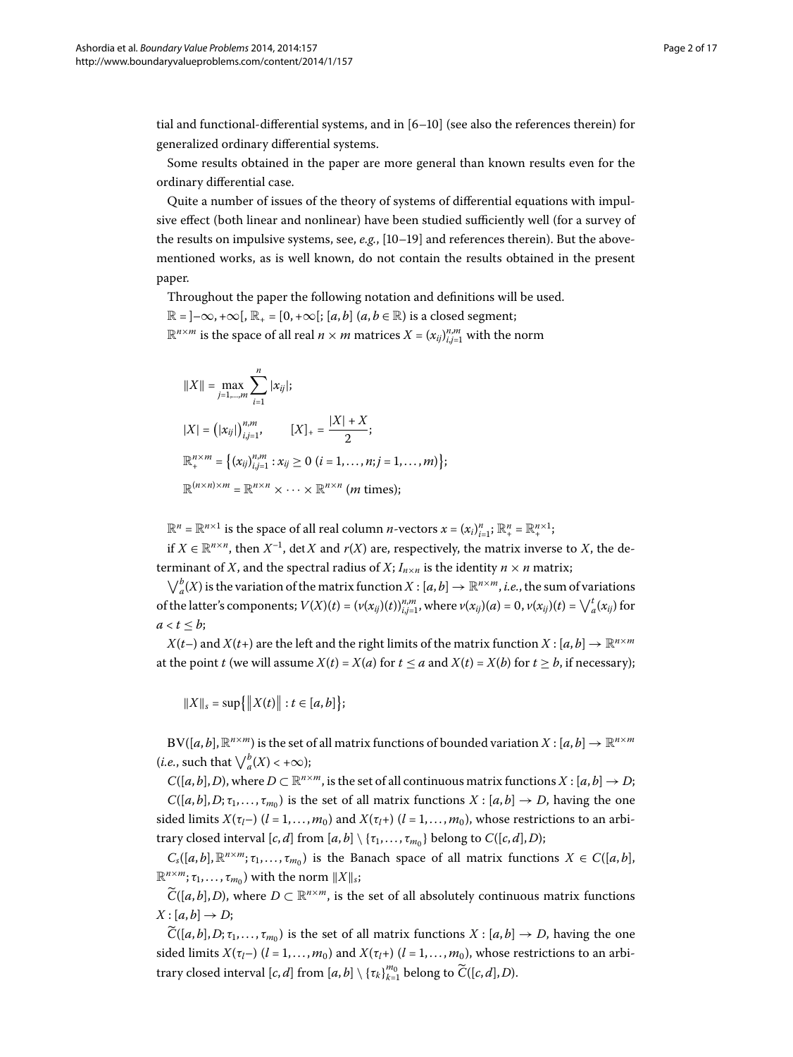tial and functional-differential systems, and in [6–10] (see also the references therein) for generalized ordinary differential systems.

Some results obtained in the paper are more general than known results even for the ordinary differential case.

Quite a number of issues of the theory of systems of differential equations with impulsive effect (both linear and nonlinear) have been studied sufficiently well (for a survey of the results on impulsive systems, see, *e.g.*, [10–19] and references therein). But the above-mentioned works, as is well known, do not contain the results obtained in the present paper.

Throughout the paper the following notation and definitions will be used.

$\mathbb{R} = ]-\infty, +\infty[$, $\mathbb{R}_+ = [0, +\infty[$; $[a,b]$ $(a, b \in \mathbb{R})$ is a closed segment;

$\mathbb{R}^{n\times m}$ is the space of all real $n \times m$ matrices $X = (x_{ij})_{i,j=1}^{n,m}$ with the norm

$$\|X\| = \max_{j=1,\dots,m} \sum_{i=1}^{n} |x_{ij}|;$$

$$|X| = \left(|x_{ij}|\right)_{i,j=1}^{n,m}, \qquad [X]_+ = \frac{|X| + X}{2};$$

$$\mathbb{R}_+^{n\times m} = \left\{(x_{ij})_{i,j=1}^{n,m} : x_{ij} \ge 0 \ (i = 1,\dots,n; j = 1,\dots,m)\right\};$$

$$\mathbb{R}^{(n\times n)\times m} = \mathbb{R}^{n\times n} \times \cdots \times \mathbb{R}^{n\times n} \ (m \text{ times});$$

$\mathbb{R}^n = \mathbb{R}^{n\times 1}$ is the space of all real column $n$-vectors $x = (x_i)_{i=1}^n$; $\mathbb{R}_+^n = \mathbb{R}_+^{n\times 1}$;

if $X \in \mathbb{R}^{n\times n}$, then $X^{-1}$, $\det X$ and $r(X)$ are, respectively, the matrix inverse to $X$, the determinant of $X$, and the spectral radius of $X$; $I_{n\times n}$ is the identity $n \times n$ matrix;

$\bigvee_a^b(X)$ is the variation of the matrix function $X : [a,b] \to \mathbb{R}^{n\times m}$, *i.e.*, the sum of variations of the latter's components; $V(X)(t) = (v(x_{ij})(t))_{i,j=1}^{n,m}$, where $v(x_{ij})(a) = 0$, $v(x_{ij})(t) = \bigvee_a^t(x_{ij})$ for $a < t \le b$;

$X(t-)$ and $X(t+)$ are the left and the right limits of the matrix function $X : [a,b] \to \mathbb{R}^{n\times m}$ at the point $t$ (we will assume $X(t) = X(a)$ for $t \le a$ and $X(t) = X(b)$ for $t \ge b$, if necessary);

$$\|X\|_s = \sup\left\{\|X(t)\| : t \in [a,b]\right\};$$

$\mathrm{BV}([a,b], \mathbb{R}^{n\times m})$ is the set of all matrix functions of bounded variation $X : [a,b] \to \mathbb{R}^{n\times m}$ (*i.e.*, such that $\bigvee_a^b(X) < +\infty$);

$C([a,b], D)$, where $D \subset \mathbb{R}^{n\times m}$, is the set of all continuous matrix functions $X : [a,b] \to D$;

$C([a,b], D; \tau_1,\dots,\tau_{m_0})$ is the set of all matrix functions $X : [a,b] \to D$, having the one sided limits $X(\tau_l-)$ $(l = 1,\dots,m_0)$ and $X(\tau_l+)$ $(l = 1,\dots,m_0)$, whose restrictions to an arbitrary closed interval $[c,d]$ from $[a,b] \setminus \{\tau_1,\dots,\tau_{m_0}\}$ belong to $C([c,d], D)$;

$C_s([a,b], \mathbb{R}^{n\times m}; \tau_1,\dots,\tau_{m_0})$ is the Banach space of all matrix functions $X \in C([a,b], \mathbb{R}^{n\times m}; \tau_1,\dots,\tau_{m_0})$ with the norm $\|X\|_s$;

$\widetilde{C}([a,b], D)$, where $D \subset \mathbb{R}^{n\times m}$, is the set of all absolutely continuous matrix functions $X : [a,b] \to D$;

$\widetilde{C}([a,b], D; \tau_1,\dots,\tau_{m_0})$ is the set of all matrix functions $X : [a,b] \to D$, having the one sided limits $X(\tau_l-)$ $(l = 1,\dots,m_0)$ and $X(\tau_l+)$ $(l = 1,\dots,m_0)$, whose restrictions to an arbitrary closed interval $[c,d]$ from $[a,b] \setminus \{\tau_k\}_{k=1}^{m_0}$ belong to $\widetilde{C}([c,d], D)$.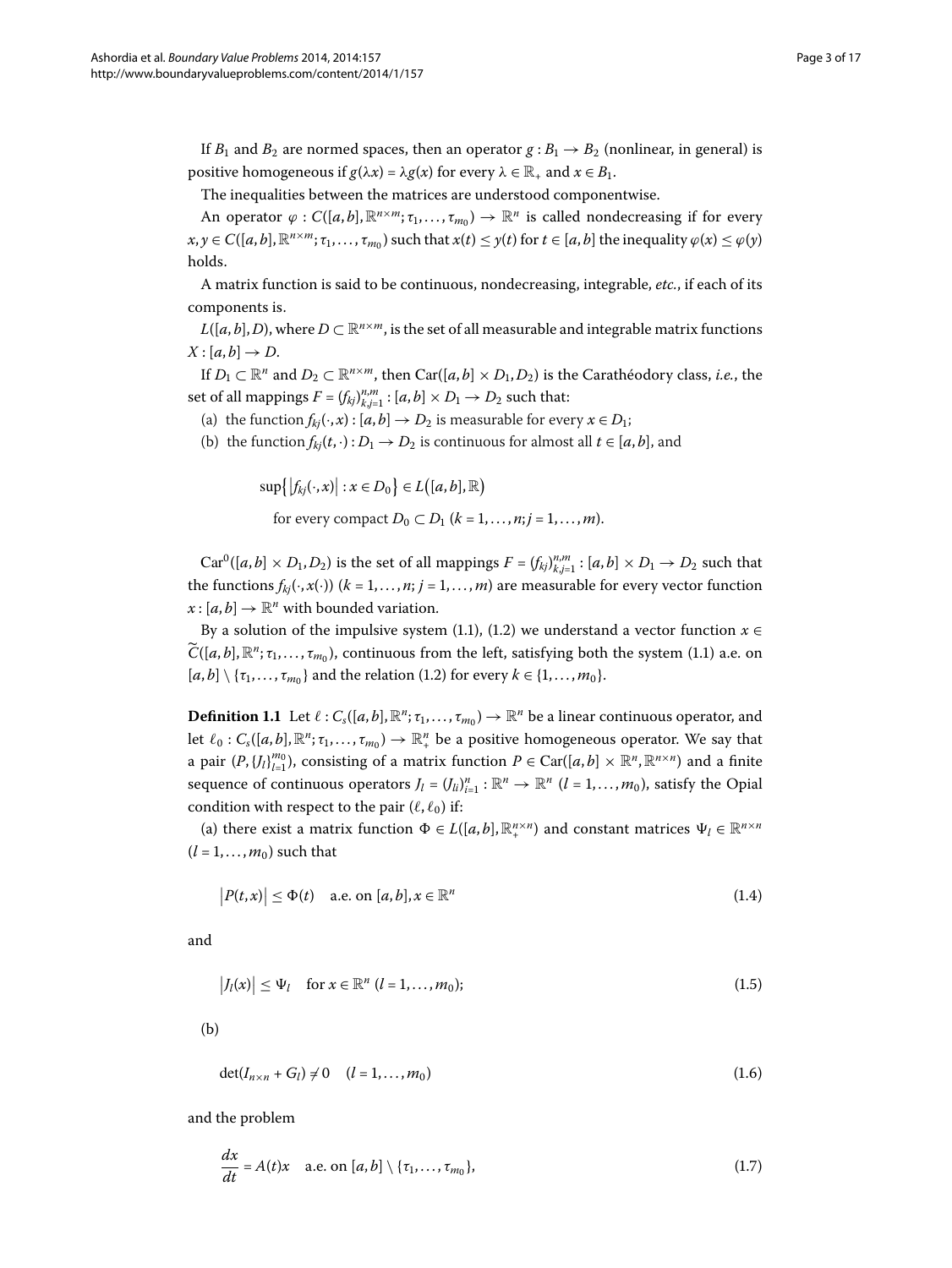If $B_1$ and $B_2$ are normed spaces, then an operator $g : B_1 \to B_2$ (nonlinear, in general) is positive homogeneous if $g(\lambda x) = \lambda g(x)$ for every $\lambda \in \mathbb{R}_+$ and $x \in B_1$.

The inequalities between the matrices are understood componentwise.

An operator $\varphi : C([a,b],\mathbb{R}^{n\times m};\tau_1,\dots,\tau_{m_0}) \to \mathbb{R}^n$ is called nondecreasing if for every $x, y \in C([a,b],\mathbb{R}^{n\times m};\tau_1,\dots,\tau_{m_0})$ such that $x(t) \le y(t)$ for $t \in [a,b]$ the inequality $\varphi(x) \le \varphi(y)$ holds.

A matrix function is said to be continuous, nondecreasing, integrable, *etc.*, if each of its components is.

$L([a,b],D)$, where $D \subset \mathbb{R}^{n\times m}$, is the set of all measurable and integrable matrix functions $X : [a,b] \to D$.

If $D_1 \subset \mathbb{R}^n$ and $D_2 \subset \mathbb{R}^{n\times m}$, then $\mathrm{Car}([a,b]\times D_1, D_2)$ is the Carathéodory class, *i.e.*, the set of all mappings $F = (f_{kj})_{k,j=1}^{n,m} : [a,b]\times D_1 \to D_2$ such that:

(a) the function $f_{kj}(\cdot, x) : [a,b] \to D_2$ is measurable for every $x \in D_1$;

(b) the function $f_{kj}(t,\cdot) : D_1 \to D_2$ is continuous for almost all $t \in [a,b]$, and

$$\sup\{|f_{kj}(\cdot,x)| : x \in D_0\} \in L([a,b],\mathbb{R})$$
$$\text{for every compact } D_0 \subset D_1 \ (k = 1,\dots,n; j = 1,\dots,m).$$

$\mathrm{Car}^0([a,b]\times D_1, D_2)$ is the set of all mappings $F = (f_{kj})_{k,j=1}^{n,m} : [a,b]\times D_1 \to D_2$ such that the functions $f_{kj}(\cdot, x(\cdot))$ ($k = 1,\dots,n$; $j = 1,\dots,m$) are measurable for every vector function $x : [a,b] \to \mathbb{R}^n$ with bounded variation.

By a solution of the impulsive system (1.1), (1.2) we understand a vector function $x \in \widetilde{C}([a,b],\mathbb{R}^n;\tau_1,\dots,\tau_{m_0})$, continuous from the left, satisfying both the system (1.1) a.e. on $[a,b]\setminus\{\tau_1,\dots,\tau_{m_0}\}$ and the relation (1.2) for every $k \in \{1,\dots,m_0\}$.

**Definition 1.1** Let $\ell : C_s([a,b],\mathbb{R}^n;\tau_1,\dots,\tau_{m_0}) \to \mathbb{R}^n$ be a linear continuous operator, and let $\ell_0 : C_s([a,b],\mathbb{R}^n;\tau_1,\dots,\tau_{m_0}) \to \mathbb{R}^n_+$ be a positive homogeneous operator. We say that a pair $(P, \{J_l\}_{l=1}^{m_0})$, consisting of a matrix function $P \in \mathrm{Car}([a,b]\times\mathbb{R}^n,\mathbb{R}^{n\times n})$ and a finite sequence of continuous operators $J_l = (J_{li})_{i=1}^n : \mathbb{R}^n \to \mathbb{R}^n$ ($l = 1,\dots,m_0$), satisfy the Opial condition with respect to the pair $(\ell,\ell_0)$ if:

(a) there exist a matrix function $\Phi \in L([a,b],\mathbb{R}^{n\times n}_+)$ and constant matrices $\Psi_l \in \mathbb{R}^{n\times n}$ ($l = 1,\dots,m_0$) such that

$$|P(t,x)| \le \Phi(t) \quad \text{a.e. on } [a,b], x \in \mathbb{R}^n \tag{1.4}$$

and

$$|J_l(x)| \le \Psi_l \quad \text{for } x \in \mathbb{R}^n \ (l = 1,\dots,m_0); \tag{1.5}$$

(b)

$$\det(I_{n\times n} + G_l) \ne 0 \quad (l = 1,\dots,m_0) \tag{1.6}$$

and the problem

$$\frac{dx}{dt} = A(t)x \quad \text{a.e. on } [a,b]\setminus\{\tau_1,\dots,\tau_{m_0}\}, \tag{1.7}$$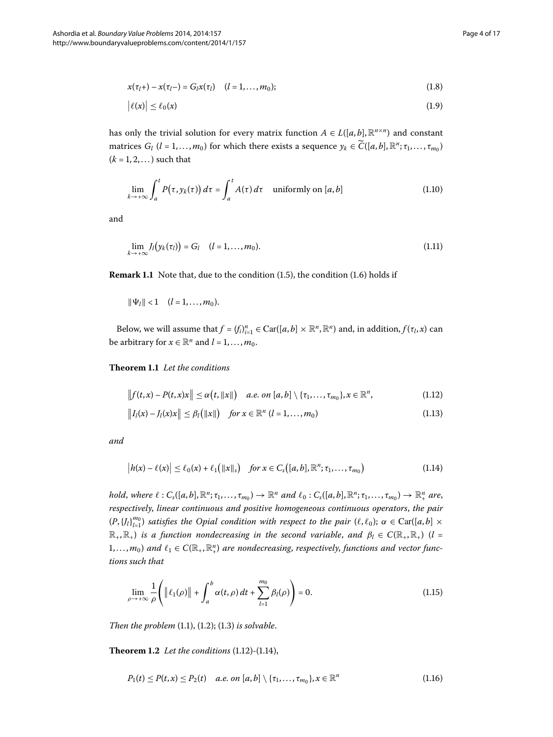$$x(\tau_l+) - x(\tau_l-) = G_l x(\tau_l) \quad (l = 1, \dots, m_0); \tag{1.8}$$

$$\bigl|\ell(x)\bigr| \le \ell_0(x) \tag{1.9}$$

has only the trivial solution for every matrix function $A \in L([a,b], \mathbb{R}^{n\times n})$ and constant matrices $G_l$ ($l = 1, \dots, m_0$) for which there exists a sequence $y_k \in \widetilde{C}([a,b], \mathbb{R}^n; \tau_1, \dots, \tau_{m_0})$ ($k = 1, 2, \dots$) such that

$$\lim_{k\to+\infty} \int_a^t P\bigl(\tau, y_k(\tau)\bigr)\, d\tau = \int_a^t A(\tau)\, d\tau \quad \text{uniformly on } [a,b] \tag{1.10}$$

and

$$\lim_{k\to+\infty} J_l\bigl(y_k(\tau_l)\bigr) = G_l \quad (l = 1, \dots, m_0). \tag{1.11}$$

**Remark 1.1** Note that, due to the condition (1.5), the condition (1.6) holds if

$$\|\Psi_l\| < 1 \quad (l = 1, \dots, m_0).$$

Below, we will assume that $f = (f_i)_{i=1}^n \in \mathrm{Car}([a,b] \times \mathbb{R}^n, \mathbb{R}^n)$ and, in addition, $f(\tau_l, x)$ can be arbitrary for $x \in \mathbb{R}^n$ and $l = 1, \dots, m_0$.

**Theorem 1.1** *Let the conditions*

$$\bigl\|f(t,x) - P(t,x)x\bigr\| \le \alpha\bigl(t, \|x\|\bigr) \quad \text{a.e. on } [a,b] \setminus \{\tau_1, \dots, \tau_{m_0}\}, x \in \mathbb{R}^n, \tag{1.12}$$

$$\bigl\|I_l(x) - J_l(x)x\bigr\| \le \beta_l\bigl(\|x\|\bigr) \quad \text{for } x \in \mathbb{R}^n \ (l = 1, \dots, m_0) \tag{1.13}$$

*and*

$$\bigl|h(x) - \ell(x)\bigr| \le \ell_0(x) + \ell_1\bigl(\|x\|_s\bigr) \quad \text{for } x \in C_s\bigl([a,b], \mathbb{R}^n; \tau_1, \dots, \tau_{m_0}\bigr) \tag{1.14}$$

*hold, where* $\ell : C_s([a,b], \mathbb{R}^n; \tau_1, \dots, \tau_{m_0}) \to \mathbb{R}^n$ *and* $\ell_0 : C_s([a,b], \mathbb{R}^n; \tau_1, \dots, \tau_{m_0}) \to \mathbb{R}_+^n$ *are, respectively, linear continuous and positive homogeneous continuous operators, the pair* $(P, \{J_l\}_{l=1}^{m_0})$ *satisfies the Opial condition with respect to the pair* $(\ell, \ell_0)$; $\alpha \in \mathrm{Car}([a,b] \times \mathbb{R}_+, \mathbb{R}_+)$ *is a function nondecreasing in the second variable, and* $\beta_l \in C(\mathbb{R}_+, \mathbb{R}_+)$ ($l = 1, \dots, m_0$) *and* $\ell_1 \in C(\mathbb{R}_+, \mathbb{R}_+^n)$ *are nondecreasing, respectively, functions and vector functions such that*

$$\lim_{\rho\to+\infty} \frac{1}{\rho} \left( \bigl\|\ell_1(\rho)\bigr\| + \int_a^b \alpha(t, \rho)\, dt + \sum_{l=1}^{m_0} \beta_l(\rho) \right) = 0. \tag{1.15}$$

*Then the problem* (1.1), (1.2); (1.3) *is solvable*.

**Theorem 1.2** *Let the conditions* (1.12)-(1.14),

$$P_1(t) \le P(t,x) \le P_2(t) \quad \text{a.e. on } [a,b] \setminus \{\tau_1, \dots, \tau_{m_0}\}, x \in \mathbb{R}^n \tag{1.16}$$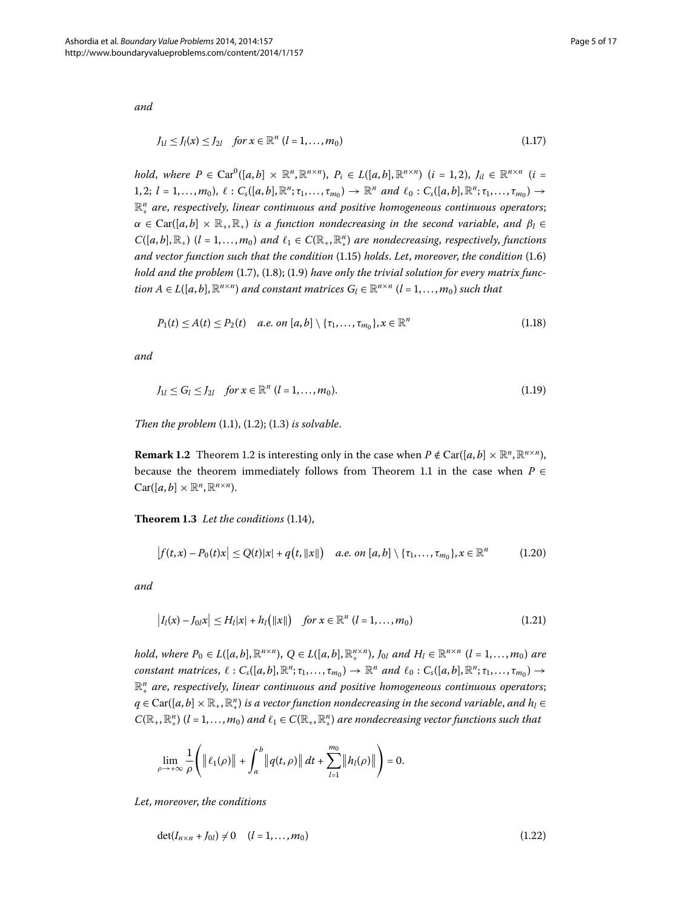*and*

$$J_{1l} \le J_l(x) \le J_{2l} \quad \text{for } x \in \mathbb{R}^n \ (l = 1, \dots, m_0) \tag{1.17}$$

*hold, where* $P \in \mathrm{Car}^0([a,b] \times \mathbb{R}^n, \mathbb{R}^{n\times n})$, $P_i \in L([a,b], \mathbb{R}^{n\times n})$ $(i = 1,2)$, $J_{il} \in \mathbb{R}^{n\times n}$ $(i = 1,2;\ l = 1,\dots,m_0)$, $\ell : C_s([a,b],\mathbb{R}^n;\tau_1,\dots,\tau_{m_0}) \to \mathbb{R}^n$ *and* $\ell_0 : C_s([a,b],\mathbb{R}^n;\tau_1,\dots,\tau_{m_0}) \to \mathbb{R}^n_+$ *are, respectively, linear continuous and positive homogeneous continuous operators*; $\alpha \in \mathrm{Car}([a,b] \times \mathbb{R}_+, \mathbb{R}_+)$ *is a function nondecreasing in the second variable, and* $\beta_l \in C([a,b],\mathbb{R}_+)$ $(l = 1,\dots,m_0)$ *and* $\ell_1 \in C(\mathbb{R}_+,\mathbb{R}^n_+)$ *are nondecreasing, respectively, functions and vector function such that the condition* (1.15) *holds. Let, moreover, the condition* (1.6) *hold and the problem* (1.7), (1.8); (1.9) *have only the trivial solution for every matrix function* $A \in L([a,b],\mathbb{R}^{n\times n})$ *and constant matrices* $G_l \in \mathbb{R}^{n\times n}$ $(l = 1,\dots,m_0)$ *such that*

$$P_1(t) \le A(t) \le P_2(t) \quad \text{a.e. on } [a,b] \setminus \{\tau_1,\dots,\tau_{m_0}\}, x \in \mathbb{R}^n \tag{1.18}$$

*and*

$$J_{1l} \le G_l \le J_{2l} \quad \text{for } x \in \mathbb{R}^n \ (l = 1,\dots,m_0). \tag{1.19}$$

*Then the problem* (1.1), (1.2); (1.3) *is solvable*.

**Remark 1.2** Theorem 1.2 is interesting only in the case when $P \notin \mathrm{Car}([a,b] \times \mathbb{R}^n, \mathbb{R}^{n\times n})$, because the theorem immediately follows from Theorem 1.1 in the case when $P \in \mathrm{Car}([a,b] \times \mathbb{R}^n, \mathbb{R}^{n\times n})$.

**Theorem 1.3** *Let the conditions* (1.14),

$$\left|f(t,x) - P_0(t)x\right| \le Q(t)|x| + q\big(t,\|x\|\big) \quad \text{a.e. on } [a,b] \setminus \{\tau_1,\dots,\tau_{m_0}\}, x \in \mathbb{R}^n \tag{1.20}$$

*and*

$$\left|I_l(x) - J_{0l}x\right| \le H_l|x| + h_l\big(\|x\|\big) \quad \text{for } x \in \mathbb{R}^n \ (l = 1,\dots,m_0) \tag{1.21}$$

*hold, where* $P_0 \in L([a,b],\mathbb{R}^{n\times n})$, $Q \in L([a,b],\mathbb{R}^{n\times n}_+)$, $J_{0l}$ *and* $H_l \in \mathbb{R}^{n\times n}$ $(l = 1,\dots,m_0)$ *are constant matrices*, $\ell : C_s([a,b],\mathbb{R}^n;\tau_1,\dots,\tau_{m_0}) \to \mathbb{R}^n$ *and* $\ell_0 : C_s([a,b],\mathbb{R}^n;\tau_1,\dots,\tau_{m_0}) \to \mathbb{R}^n_+$ *are, respectively, linear continuous and positive homogeneous continuous operators*; $q \in \mathrm{Car}([a,b] \times \mathbb{R}_+, \mathbb{R}^n_+)$ *is a vector function nondecreasing in the second variable, and* $h_l \in C(\mathbb{R}_+,\mathbb{R}^n_+)$ $(l = 1,\dots,m_0)$ *and* $\ell_1 \in C(\mathbb{R}_+,\mathbb{R}^n_+)$ *are nondecreasing vector functions such that*

$$\lim_{\rho\to+\infty} \frac{1}{\rho}\left(\big\|\ell_1(\rho)\big\| + \int_a^b \big\|q(t,\rho)\big\|\,dt + \sum_{l=1}^{m_0}\big\|h_l(\rho)\big\|\right) = 0.$$

*Let, moreover, the conditions*

$$\det(I_{n\times n} + J_{0l}) \ne 0 \quad (l = 1,\dots,m_0) \tag{1.22}$$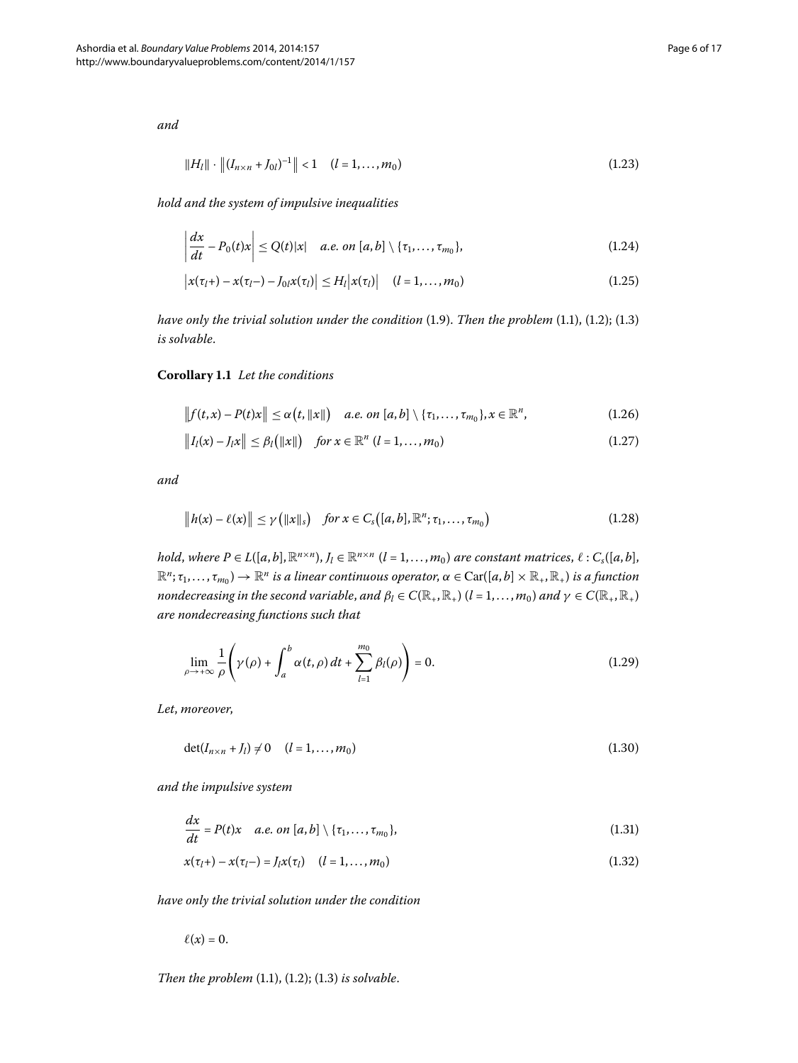*and*

$$\|H_l\| \cdot \left\|(I_{n\times n} + J_{0l})^{-1}\right\| < 1 \quad (l = 1, \dots, m_0) \tag{1.23}$$

*hold and the system of impulsive inequalities*

$$\left|\frac{dx}{dt} - P_0(t)x\right| \le Q(t)|x| \quad \text{a.e. on } [a,b] \setminus \{\tau_1, \dots, \tau_{m_0}\}, \tag{1.24}$$

$$\left|x(\tau_l+) - x(\tau_l-) - J_{0l}x(\tau_l)\right| \le H_l\left|x(\tau_l)\right| \quad (l = 1, \dots, m_0) \tag{1.25}$$

*have only the trivial solution under the condition* (1.9). *Then the problem* (1.1), (1.2); (1.3) *is solvable.*

**Corollary 1.1** *Let the conditions*

$$\left\|f(t,x) - P(t)x\right\| \le \alpha\left(t, \|x\|\right) \quad \text{a.e. on } [a,b] \setminus \{\tau_1, \dots, \tau_{m_0}\}, x \in \mathbb{R}^n, \tag{1.26}$$

$$\left\|I_l(x) - J_l x\right\| \le \beta_l\left(\|x\|\right) \quad \text{for } x \in \mathbb{R}^n \ (l = 1, \dots, m_0) \tag{1.27}$$

*and*

$$\left\|h(x) - \ell(x)\right\| \le \gamma\left(\|x\|_s\right) \quad \text{for } x \in C_s\left([a,b], \mathbb{R}^n; \tau_1, \dots, \tau_{m_0}\right) \tag{1.28}$$

*hold, where* $P \in L([a,b], \mathbb{R}^{n\times n})$, $J_l \in \mathbb{R}^{n\times n}$ $(l = 1, \dots, m_0)$ *are constant matrices,* $\ell : C_s([a,b], \mathbb{R}^n; \tau_1, \dots, \tau_{m_0}) \to \mathbb{R}^n$ *is a linear continuous operator,* $\alpha \in \mathrm{Car}([a,b] \times \mathbb{R}_+, \mathbb{R}_+)$ *is a function nondecreasing in the second variable, and* $\beta_l \in C(\mathbb{R}_+, \mathbb{R}_+)$ $(l = 1, \dots, m_0)$ *and* $\gamma \in C(\mathbb{R}_+, \mathbb{R}_+)$ *are nondecreasing functions such that*

$$\lim_{\rho \to +\infty} \frac{1}{\rho}\left(\gamma(\rho) + \int_a^b \alpha(t,\rho)\,dt + \sum_{l=1}^{m_0} \beta_l(\rho)\right) = 0. \tag{1.29}$$

*Let, moreover,*

$$\det(I_{n\times n} + J_l) \ne 0 \quad (l = 1, \dots, m_0) \tag{1.30}$$

*and the impulsive system*

$$\frac{dx}{dt} = P(t)x \quad \text{a.e. on } [a,b] \setminus \{\tau_1, \dots, \tau_{m_0}\}, \tag{1.31}$$

$$x(\tau_l+) - x(\tau_l-) = J_l x(\tau_l) \quad (l = 1, \dots, m_0) \tag{1.32}$$

*have only the trivial solution under the condition*

$$\ell(x) = 0.$$

*Then the problem* (1.1), (1.2); (1.3) *is solvable.*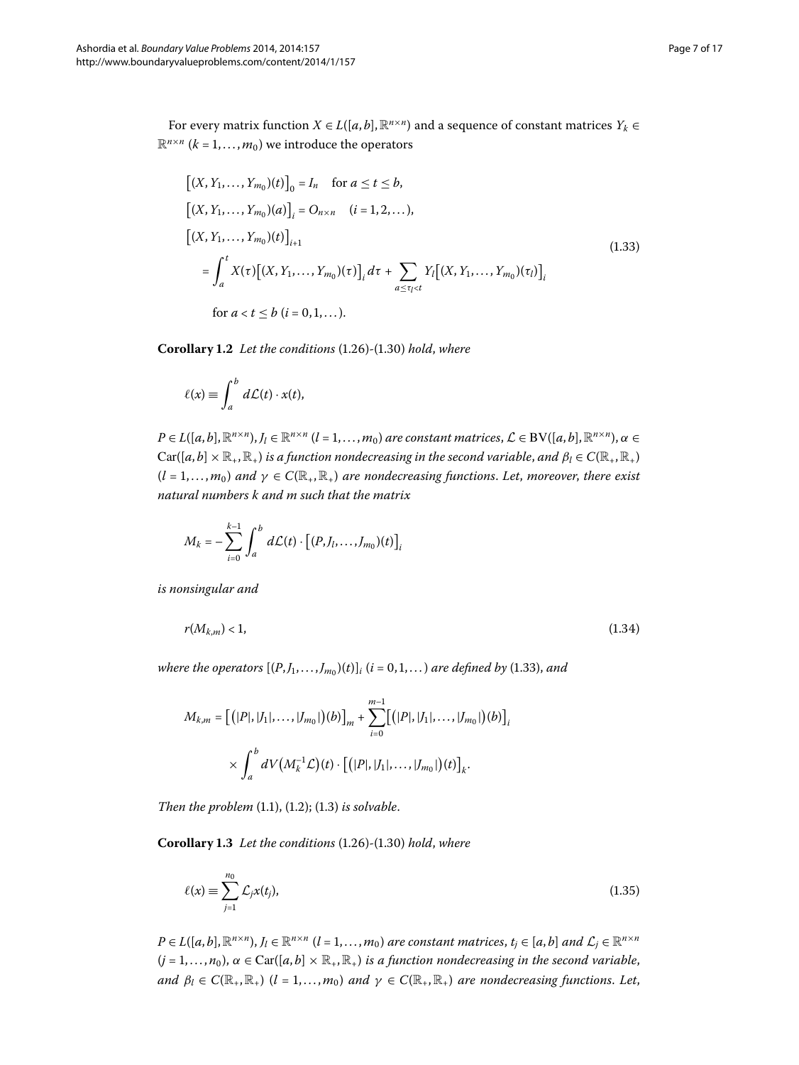For every matrix function $X \in L([a,b], \mathbb{R}^{n\times n})$ and a sequence of constant matrices $Y_k \in \mathbb{R}^{n\times n}$ $(k = 1, \dots, m_0)$ we introduce the operators

$$
\begin{aligned}
&\big[(X, Y_1, \dots, Y_{m_0})(t)\big]_0 = I_n \quad \text{for } a \le t \le b,\\
&\big[(X, Y_1, \dots, Y_{m_0})(a)\big]_i = O_{n\times n} \quad (i = 1, 2, \dots),\\
&\big[(X, Y_1, \dots, Y_{m_0})(t)\big]_{i+1}\\
&\quad = \int_a^t X(\tau)\big[(X, Y_1, \dots, Y_{m_0})(\tau)\big]_i \, d\tau + \sum_{a \le \tau_l < t} Y_l \big[(X, Y_1, \dots, Y_{m_0})(\tau_l)\big]_i\\
&\qquad \text{for } a < t \le b \ (i = 0, 1, \dots).
\end{aligned}
\tag{1.33}
$$

**Corollary 1.2** *Let the conditions* (1.26)-(1.30) *hold*, *where*

$$
\ell(x) \equiv \int_a^b d\mathcal{L}(t) \cdot x(t),
$$

$P \in L([a,b], \mathbb{R}^{n\times n})$, $J_l \in \mathbb{R}^{n\times n}$ $(l = 1, \dots, m_0)$ *are constant matrices*, $\mathcal{L} \in \mathrm{BV}([a,b], \mathbb{R}^{n\times n})$, $\alpha \in \mathrm{Car}([a,b] \times \mathbb{R}_+, \mathbb{R}_+)$ *is a function nondecreasing in the second variable*, *and* $\beta_l \in C(\mathbb{R}_+, \mathbb{R}_+)$ $(l = 1, \dots, m_0)$ *and* $\gamma \in C(\mathbb{R}_+, \mathbb{R}_+)$ *are nondecreasing functions*. *Let*, *moreover*, *there exist natural numbers* $k$ *and* $m$ *such that the matrix*

$$
M_k = -\sum_{i=0}^{k-1} \int_a^b d\mathcal{L}(t) \cdot \big[(P, J_l, \dots, J_{m_0})(t)\big]_i
$$

*is nonsingular and*

$$
r(M_{k,m}) < 1,
\tag{1.34}
$$

*where the operators* $[(P, J_1, \dots, J_{m_0})(t)]_i$ $(i = 0, 1, \dots)$ *are defined by* (1.33), *and*

$$
\begin{aligned}
M_{k,m} = {}& \big[(|P|, |J_1|, \dots, |J_{m_0}|)(b)\big]_m + \sum_{i=0}^{m-1} \big[(|P|, |J_1|, \dots, |J_{m_0}|)(b)\big]_i\\
& \times \int_a^b dV\big(M_k^{-1}\mathcal{L}\big)(t) \cdot \big[(|P|, |J_1|, \dots, |J_{m_0}|)(t)\big]_k.
\end{aligned}
$$

*Then the problem* (1.1), (1.2); (1.3) *is solvable*.

**Corollary 1.3** *Let the conditions* (1.26)-(1.30) *hold*, *where*

$$
\ell(x) \equiv \sum_{j=1}^{n_0} \mathcal{L}_j x(t_j),
\tag{1.35}
$$

$P \in L([a,b], \mathbb{R}^{n\times n})$, $J_l \in \mathbb{R}^{n\times n}$ $(l = 1, \dots, m_0)$ *are constant matrices*, $t_j \in [a,b]$ *and* $\mathcal{L}_j \in \mathbb{R}^{n\times n}$ $(j = 1, \dots, n_0)$, $\alpha \in \mathrm{Car}([a,b] \times \mathbb{R}_+, \mathbb{R}_+)$ *is a function nondecreasing in the second variable*, *and* $\beta_l \in C(\mathbb{R}_+, \mathbb{R}_+)$ $(l = 1, \dots, m_0)$ *and* $\gamma \in C(\mathbb{R}_+, \mathbb{R}_+)$ *are nondecreasing functions*. *Let*,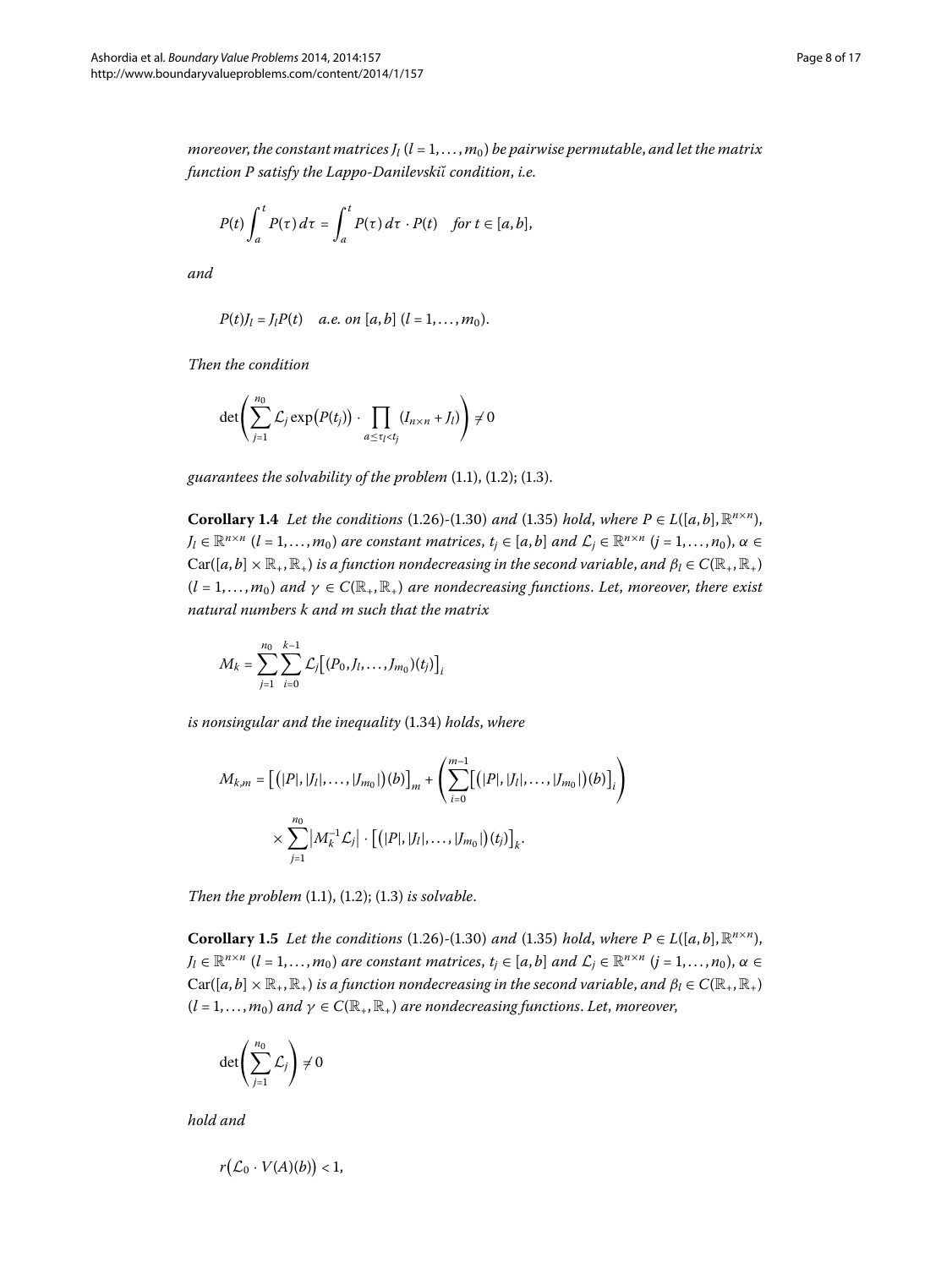*moreover, the constant matrices $J_l$ ($l = 1,\dots,m_0$) be pairwise permutable, and let the matrix function $P$ satisfy the Lappo-Danilevskiĭ condition, i.e.*

$$P(t)\int_a^t P(\tau)\,d\tau = \int_a^t P(\tau)\,d\tau \cdot P(t) \quad \text{for } t \in [a,b],$$

*and*

$$P(t)J_l = J_l P(t) \quad \text{a.e. on } [a,b]\ (l = 1,\dots,m_0).$$

*Then the condition*

$$\det\left(\sum_{j=1}^{n_0} \mathcal{L}_j \exp\bigl(P(t_j)\bigr) \cdot \prod_{a\le\tau_l<t_j} (I_{n\times n} + J_l)\right) \neq 0$$

*guarantees the solvability of the problem* (1.1), (1.2); (1.3).

**Corollary 1.4** *Let the conditions* (1.26)-(1.30) *and* (1.35) *hold, where $P \in L([a,b],\mathbb{R}^{n\times n})$, $J_l \in \mathbb{R}^{n\times n}$ ($l = 1,\dots,m_0$) are constant matrices, $t_j \in [a,b]$ and $\mathcal{L}_j \in \mathbb{R}^{n\times n}$ ($j = 1,\dots,n_0$), $\alpha \in \operatorname{Car}([a,b]\times\mathbb{R}_+,\mathbb{R}_+)$ is a function nondecreasing in the second variable, and $\beta_l \in C(\mathbb{R}_+,\mathbb{R}_+)$ ($l = 1,\dots,m_0$) and $\gamma \in C(\mathbb{R}_+,\mathbb{R}_+)$ are nondecreasing functions. Let, moreover, there exist natural numbers $k$ and $m$ such that the matrix*

$$M_k = \sum_{j=1}^{n_0}\sum_{i=0}^{k-1} \mathcal{L}_j\bigl[(P_0,J_l,\dots,J_{m_0})(t_j)\bigr]_i$$

*is nonsingular and the inequality* (1.34) *holds, where*

$$M_{k,m} = \bigl[\bigl(|P|,|J_l|,\dots,|J_{m_0}|\bigr)(b)\bigr]_m + \left(\sum_{i=0}^{m-1}\bigl[\bigl(|P|,|J_l|,\dots,|J_{m_0}|\bigr)(b)\bigr]_i\right)$$
$$\times \sum_{j=1}^{n_0}\bigl|M_k^{-1}\mathcal{L}_j\bigr| \cdot \bigl[\bigl(|P|,|J_l|,\dots,|J_{m_0}|\bigr)(t_j)\bigr]_k.$$

*Then the problem* (1.1), (1.2); (1.3) *is solvable.*

**Corollary 1.5** *Let the conditions* (1.26)-(1.30) *and* (1.35) *hold, where $P \in L([a,b],\mathbb{R}^{n\times n})$, $J_l \in \mathbb{R}^{n\times n}$ ($l = 1,\dots,m_0$) are constant matrices, $t_j \in [a,b]$ and $\mathcal{L}_j \in \mathbb{R}^{n\times n}$ ($j = 1,\dots,n_0$), $\alpha \in \operatorname{Car}([a,b]\times\mathbb{R}_+,\mathbb{R}_+)$ is a function nondecreasing in the second variable, and $\beta_l \in C(\mathbb{R}_+,\mathbb{R}_+)$ ($l = 1,\dots,m_0$) and $\gamma \in C(\mathbb{R}_+,\mathbb{R}_+)$ are nondecreasing functions. Let, moreover,*

$$\det\left(\sum_{j=1}^{n_0}\mathcal{L}_j\right) \neq 0$$

*hold and*

$$r\bigl(\mathcal{L}_0 \cdot V(A)(b)\bigr) < 1,$$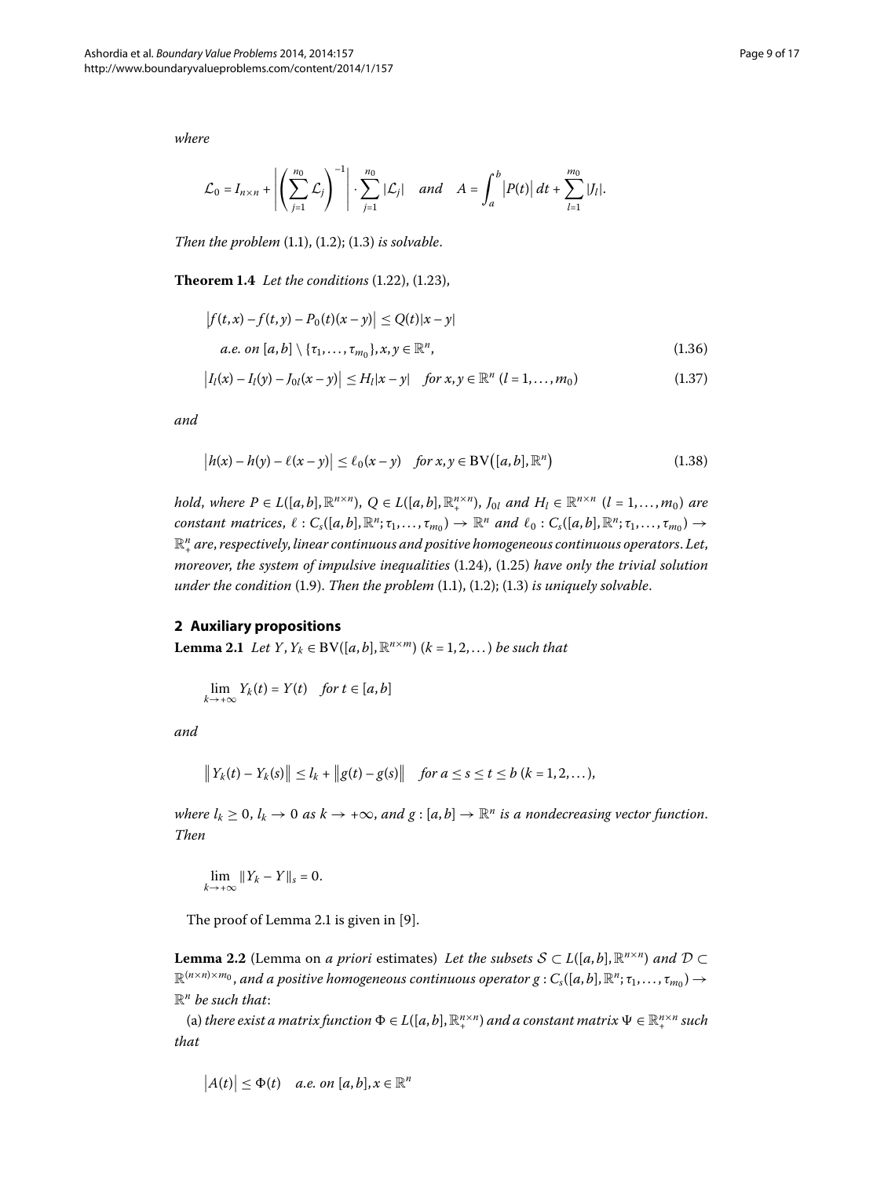*where*

$$\mathcal{L}_0 = I_{n\times n} + \left|\left(\sum_{j=1}^{n_0}\mathcal{L}_j\right)^{-1}\right| \cdot \sum_{j=1}^{n_0}|\mathcal{L}_j| \quad \textit{and} \quad A = \int_a^b \big|P(t)\big|\,dt + \sum_{l=1}^{m_0}|J_l|.$$

*Then the problem* (1.1), (1.2); (1.3) *is solvable*.

**Theorem 1.4** *Let the conditions* (1.22), (1.23),

$$\begin{aligned}
&\big|f(t,x) - f(t,y) - P_0(t)(x-y)\big| \le Q(t)|x-y| \\
&\quad \textit{a.e. on } [a,b]\setminus\{\tau_1,\dots,\tau_{m_0}\}, x,y\in\mathbb{R}^n, \qquad (1.36)
\end{aligned}$$

$$\big|I_l(x) - I_l(y) - J_{0l}(x-y)\big| \le H_l|x-y| \quad \textit{for } x,y\in\mathbb{R}^n\ (l=1,\dots,m_0) \tag{1.37}$$

*and*

$$\big|h(x) - h(y) - \ell(x-y)\big| \le \ell_0(x-y) \quad \textit{for } x,y\in \mathrm{BV}\big([a,b],\mathbb{R}^n\big) \tag{1.38}$$

*hold, where $P\in L([a,b],\mathbb{R}^{n\times n})$, $Q\in L([a,b],\mathbb{R}_+^{n\times n})$, $J_{0l}$ and $H_l\in\mathbb{R}^{n\times n}$ $(l=1,\dots,m_0)$ are constant matrices, $\ell: C_s([a,b],\mathbb{R}^n;\tau_1,\dots,\tau_{m_0})\to\mathbb{R}^n$ and $\ell_0: C_s([a,b],\mathbb{R}^n;\tau_1,\dots,\tau_{m_0})\to\mathbb{R}_+^n$ are, respectively, linear continuous and positive homogeneous continuous operators. Let, moreover, the system of impulsive inequalities* (1.24), (1.25) *have only the trivial solution under the condition* (1.9). *Then the problem* (1.1), (1.2); (1.3) *is uniquely solvable*.

## 2 Auxiliary propositions

**Lemma 2.1** *Let $Y, Y_k\in \mathrm{BV}([a,b],\mathbb{R}^{n\times m})$ $(k=1,2,\dots)$ be such that*

$$\lim_{k\to+\infty} Y_k(t) = Y(t) \quad \textit{for } t\in[a,b]$$

*and*

$$\big\|Y_k(t) - Y_k(s)\big\| \le l_k + \big\|g(t)-g(s)\big\| \quad \textit{for } a\le s\le t\le b\ (k=1,2,\dots),$$

*where $l_k\ge 0$, $l_k\to 0$ as $k\to+\infty$, and $g:[a,b]\to\mathbb{R}^n$ is a nondecreasing vector function. Then*

$$\lim_{k\to+\infty}\|Y_k - Y\|_s = 0.$$

The proof of Lemma 2.1 is given in [9].

**Lemma 2.2** (Lemma on *a priori* estimates) *Let the subsets $\mathcal{S}\subset L([a,b],\mathbb{R}^{n\times n})$ and $\mathcal{D}\subset\mathbb{R}^{(n\times n)\times m_0}$, and a positive homogeneous continuous operator $g: C_s([a,b],\mathbb{R}^n;\tau_1,\dots,\tau_{m_0})\to\mathbb{R}^n$ be such that*:

(a) *there exist a matrix function $\Phi\in L([a,b],\mathbb{R}_+^{n\times n})$ and a constant matrix $\Psi\in\mathbb{R}_+^{n\times n}$ such that*

$$\big|A(t)\big|\le\Phi(t) \quad \textit{a.e. on } [a,b], x\in\mathbb{R}^n$$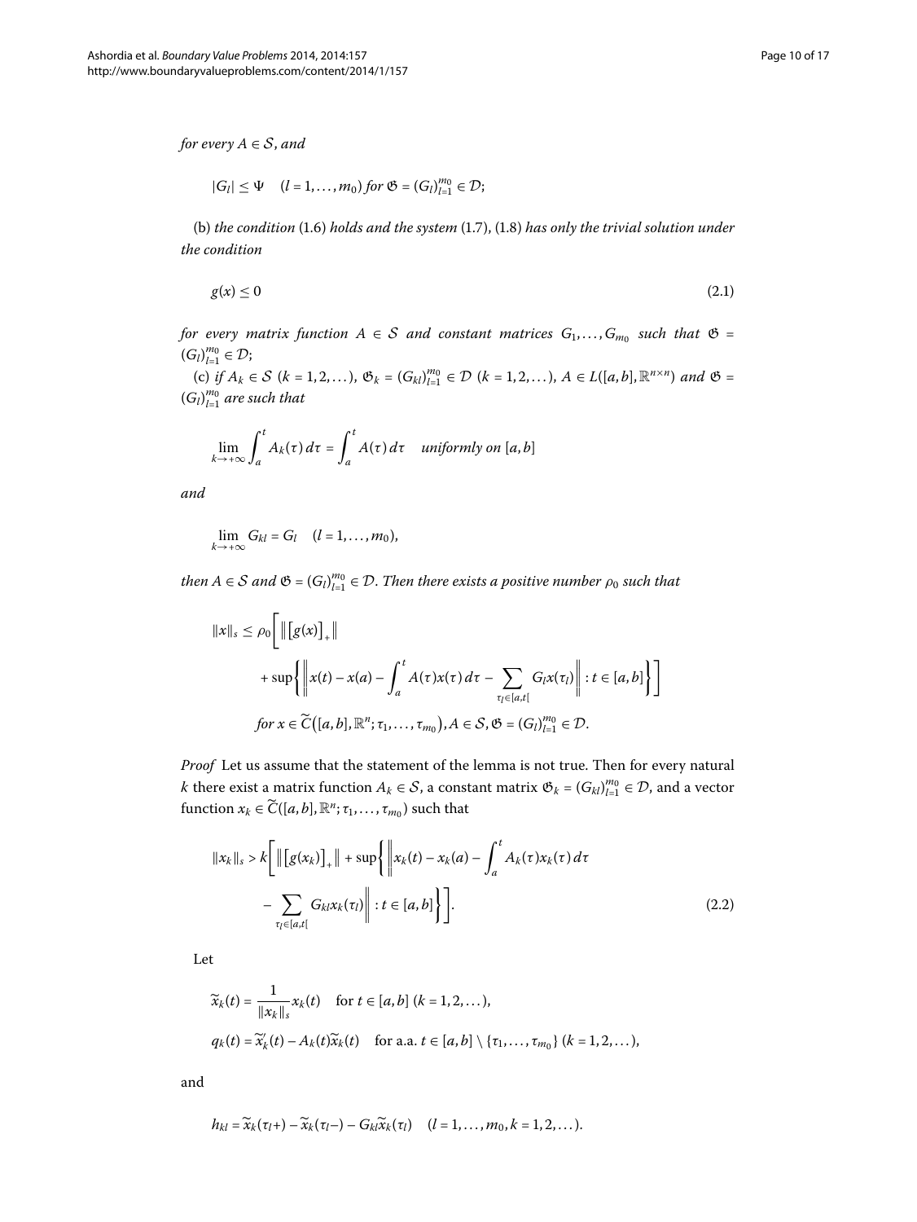*for every* $A \in \mathcal{S}$, *and*

$$|G_l| \le \Psi \quad (l = 1, \dots, m_0) \text{ for } \mathfrak{G} = (G_l)_{l=1}^{m_0} \in \mathcal{D};$$

(b) *the condition* (1.6) *holds and the system* (1.7), (1.8) *has only the trivial solution under the condition*

$$g(x) \le 0 \tag{2.1}$$

*for every matrix function* $A \in \mathcal{S}$ *and constant matrices* $G_1, \dots, G_{m_0}$ *such that* $\mathfrak{G} = (G_l)_{l=1}^{m_0} \in \mathcal{D}$;

(c) *if* $A_k \in \mathcal{S}$ $(k = 1, 2, \dots)$, $\mathfrak{G}_k = (G_{kl})_{l=1}^{m_0} \in \mathcal{D}$ $(k = 1, 2, \dots)$, $A \in L([a, b], \mathbb{R}^{n\times n})$ *and* $\mathfrak{G} = (G_l)_{l=1}^{m_0}$ *are such that*

$$\lim_{k\to+\infty} \int_a^t A_k(\tau)\,d\tau = \int_a^t A(\tau)\,d\tau \quad \text{uniformly on } [a, b]$$

*and*

$$\lim_{k\to+\infty} G_{kl} = G_l \quad (l = 1, \dots, m_0),$$

*then* $A \in \mathcal{S}$ *and* $\mathfrak{G} = (G_l)_{l=1}^{m_0} \in \mathcal{D}$. *Then there exists a positive number* $\rho_0$ *such that*

$$\begin{aligned}
\|x\|_s \le \rho_0 \Bigg[ \big\| [g(x)]_+ \big\| &+ \sup\Bigg\{ \Bigg\| x(t) - x(a) - \int_a^t A(\tau)x(\tau)\,d\tau - \sum_{\tau_l\in[a,t[} G_l x(\tau_l) \Bigg\| : t \in [a, b] \Bigg\} \Bigg] \\
&\text{for } x \in \widetilde{C}\big([a, b], \mathbb{R}^n; \tau_1, \dots, \tau_{m_0}\big), A \in \mathcal{S}, \mathfrak{G} = (G_l)_{l=1}^{m_0} \in \mathcal{D}.
\end{aligned}$$

*Proof* Let us assume that the statement of the lemma is not true. Then for every natural $k$ there exist a matrix function $A_k \in \mathcal{S}$, a constant matrix $\mathfrak{G}_k = (G_{kl})_{l=1}^{m_0} \in \mathcal{D}$, and a vector function $x_k \in \widetilde{C}([a, b], \mathbb{R}^n; \tau_1, \dots, \tau_{m_0})$ such that

$$\begin{aligned}
\|x_k\|_s > k \Bigg[ \big\| [g(x_k)]_+ \big\| + \sup\Bigg\{ \Bigg\| x_k(t) - x_k(a) - \int_a^t A_k(\tau)x_k(\tau)\,d\tau \\
- \sum_{\tau_l\in[a,t[} G_{kl} x_k(\tau_l) \Bigg\| : t \in [a, b] \Bigg\} \Bigg].
\end{aligned} \tag{2.2}$$

Let

$$\widetilde{x}_k(t) = \frac{1}{\|x_k\|_s} x_k(t) \quad \text{for } t \in [a, b] \ (k = 1, 2, \dots),$$

$$q_k(t) = \widetilde{x}_k'(t) - A_k(t)\widetilde{x}_k(t) \quad \text{for a.a. } t \in [a, b] \setminus \{\tau_1, \dots, \tau_{m_0}\} \ (k = 1, 2, \dots),$$

and

$$h_{kl} = \widetilde{x}_k(\tau_l+) - \widetilde{x}_k(\tau_l-) - G_{kl}\widetilde{x}_k(\tau_l) \quad (l = 1, \dots, m_0, k = 1, 2, \dots).$$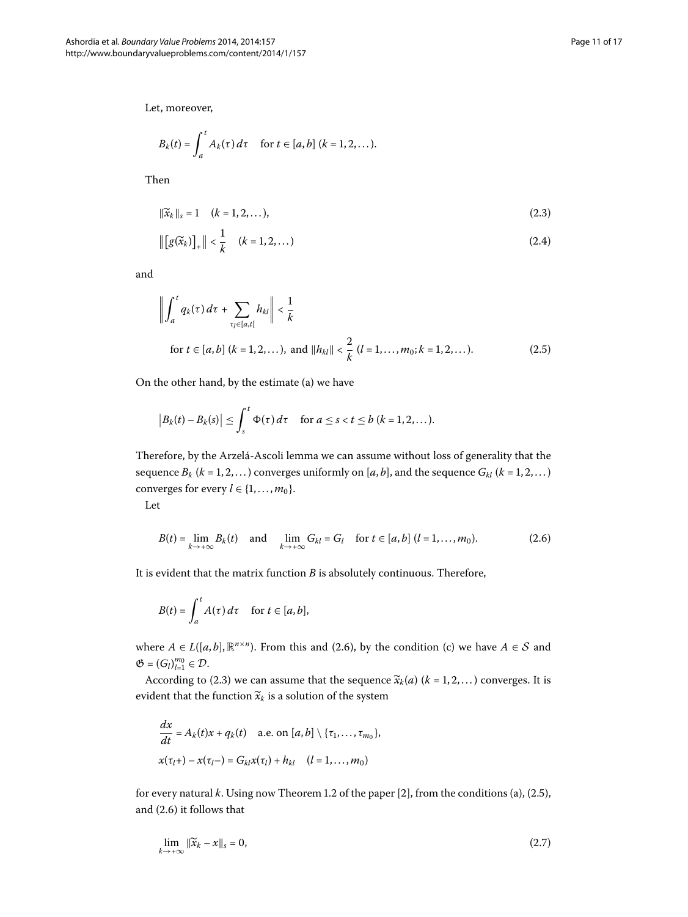Let, moreover,

$$B_k(t) = \int_a^t A_k(\tau)\,d\tau \quad \text{for } t \in [a,b]\ (k = 1,2,\dots).$$

Then

$$\|\widetilde{x}_k\|_s = 1 \quad (k = 1,2,\dots), \tag{2.3}$$

$$\big\|\big[g(\widetilde{x}_k)\big]_+\big\| < \frac{1}{k} \quad (k = 1,2,\dots) \tag{2.4}$$

and

$$\left\|\int_a^t q_k(\tau)\,d\tau + \sum_{\tau_l \in [a,t[} h_{kl}\right\| < \frac{1}{k}$$

$$\text{for } t \in [a,b]\ (k = 1,2,\dots), \text{ and } \|h_{kl}\| < \frac{2}{k}\ (l = 1,\dots,m_0; k = 1,2,\dots). \tag{2.5}$$

On the other hand, by the estimate (a) we have

$$\big|B_k(t) - B_k(s)\big| \le \int_s^t \Phi(\tau)\,d\tau \quad \text{for } a \le s < t \le b\ (k = 1,2,\dots).$$

Therefore, by the Arzelá-Ascoli lemma we can assume without loss of generality that the sequence $B_k$ $(k = 1,2,\dots)$ converges uniformly on $[a,b]$, and the sequence $G_{kl}$ $(k = 1,2,\dots)$ converges for every $l \in \{1,\dots,m_0\}$.

Let

$$B(t) = \lim_{k\to+\infty} B_k(t) \quad \text{and} \quad \lim_{k\to+\infty} G_{kl} = G_l \quad \text{for } t \in [a,b]\ (l = 1,\dots,m_0). \tag{2.6}$$

It is evident that the matrix function $B$ is absolutely continuous. Therefore,

$$B(t) = \int_a^t A(\tau)\,d\tau \quad \text{for } t \in [a,b],$$

where $A \in L([a,b],\mathbb{R}^{n\times n})$. From this and (2.6), by the condition (c) we have $A \in \mathcal{S}$ and $\mathfrak{G} = (G_l)_{l=1}^{m_0} \in \mathcal{D}$.

According to (2.3) we can assume that the sequence $\widetilde{x}_k(a)$ $(k = 1,2,\dots)$ converges. It is evident that the function $\widetilde{x}_k$ is a solution of the system

$$\frac{dx}{dt} = A_k(t)x + q_k(t) \quad \text{a.e. on } [a,b] \setminus \{\tau_1,\dots,\tau_{m_0}\},$$

$$x(\tau_l+) - x(\tau_l-) = G_{kl}x(\tau_l) + h_{kl} \quad (l = 1,\dots,m_0)$$

for every natural $k$. Using now Theorem 1.2 of the paper [2], from the conditions (a), (2.5), and (2.6) it follows that

$$\lim_{k\to+\infty} \|\widetilde{x}_k - x\|_s = 0, \tag{2.7}$$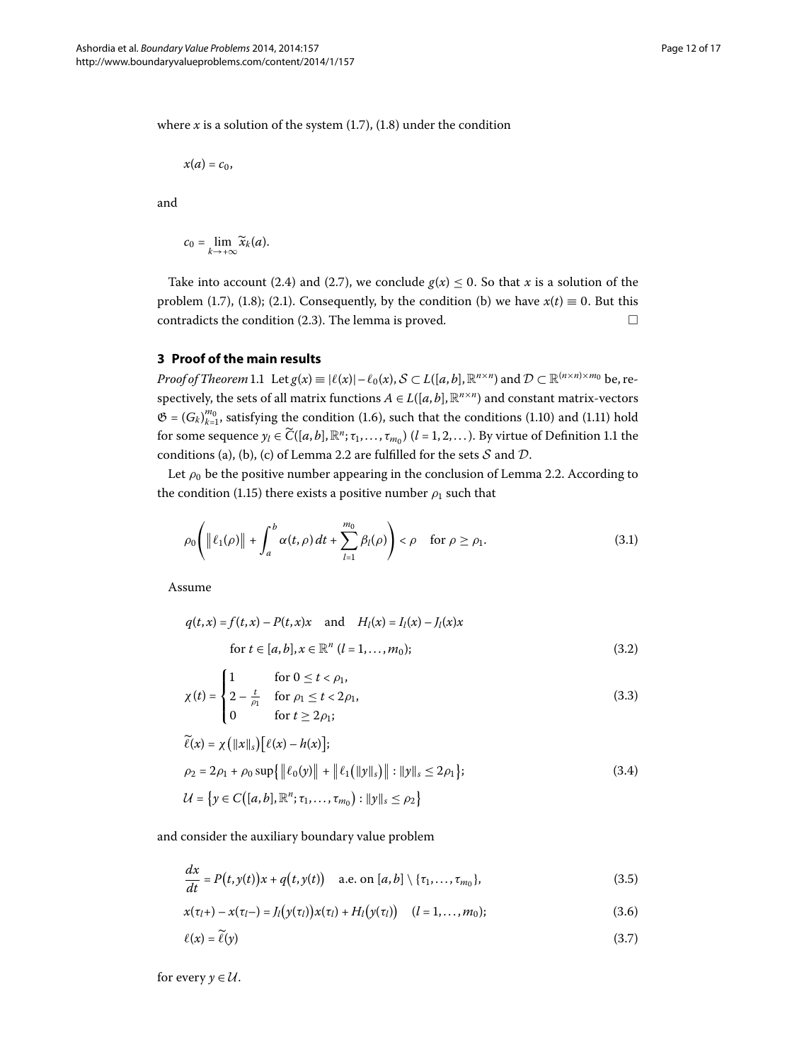where $x$ is a solution of the system (1.7), (1.8) under the condition

$$x(a) = c_0,$$

and

$$c_0 = \lim_{k\to+\infty} \widetilde{x}_k(a).$$

Take into account (2.4) and (2.7), we conclude $g(x) \le 0$. So that $x$ is a solution of the problem (1.7), (1.8); (2.1). Consequently, by the condition (b) we have $x(t) \equiv 0$. But this contradicts the condition (2.3). The lemma is proved. □

## 3 Proof of the main results

*Proof of Theorem* 1.1 Let $g(x) \equiv |\ell(x)| - \ell_0(x)$, $\mathcal{S} \subset L([a,b], \mathbb{R}^{n\times n})$ and $\mathcal{D} \subset \mathbb{R}^{(n\times n)\times m_0}$ be, respectively, the sets of all matrix functions $A \in L([a,b], \mathbb{R}^{n\times n})$ and constant matrix-vectors $\mathfrak{G} = (G_k)_{k=1}^{m_0}$, satisfying the condition (1.6), such that the conditions (1.10) and (1.11) hold for some sequence $y_l \in \widetilde{C}([a,b], \mathbb{R}^n; \tau_1, \dots, \tau_{m_0})$ $(l = 1, 2, \dots)$. By virtue of Definition 1.1 the conditions (a), (b), (c) of Lemma 2.2 are fulfilled for the sets $\mathcal{S}$ and $\mathcal{D}$.

Let $\rho_0$ be the positive number appearing in the conclusion of Lemma 2.2. According to the condition (1.15) there exists a positive number $\rho_1$ such that

$$\rho_0 \left( \left\| \ell_1(\rho) \right\| + \int_a^b \alpha(t, \rho)\, dt + \sum_{l=1}^{m_0} \beta_l(\rho) \right) < \rho \quad \text{for } \rho \ge \rho_1. \tag{3.1}$$

Assume

$$q(t,x) = f(t,x) - P(t,x)x \quad \text{and} \quad H_l(x) = I_l(x) - J_l(x)x$$
$$\text{for } t \in [a,b], x \in \mathbb{R}^n \ (l = 1, \dots, m_0); \tag{3.2}$$

$$\chi(t) = \begin{cases} 1 & \text{for } 0 \le t < \rho_1, \\ 2 - \frac{t}{\rho_1} & \text{for } \rho_1 \le t < 2\rho_1, \\ 0 & \text{for } t \ge 2\rho_1; \end{cases} \tag{3.3}$$

$$\begin{aligned} &\widetilde{\ell}(x) = \chi\left(\|x\|_s\right)\left[\ell(x) - h(x)\right]; \\ &\rho_2 = 2\rho_1 + \rho_0 \sup\left\{ \left\| \ell_0(y) \right\| + \left\| \ell_1\left(\|y\|_s\right) \right\| : \|y\|_s \le 2\rho_1 \right\}; \\ &\mathcal{U} = \left\{ y \in C\left([a,b], \mathbb{R}^n; \tau_1, \dots, \tau_{m_0}\right) : \|y\|_s \le \rho_2 \right\} \end{aligned} \tag{3.4}$$

and consider the auxiliary boundary value problem

$$\frac{dx}{dt} = P\big(t, y(t)\big)x + q\big(t, y(t)\big) \quad \text{a.e. on } [a,b] \setminus \{\tau_1, \dots, \tau_{m_0}\}, \tag{3.5}$$

$$x(\tau_l+) - x(\tau_l-) = J_l\big(y(\tau_l)\big)x(\tau_l) + H_l\big(y(\tau_l)\big) \quad (l = 1, \dots, m_0); \tag{3.6}$$

$$\ell(x) = \widetilde{\ell}(y) \tag{3.7}$$

for every $y \in \mathcal{U}$.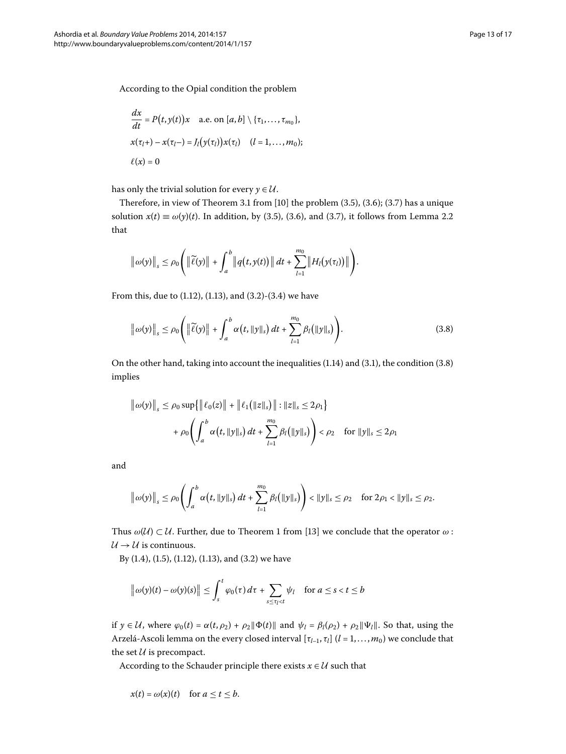According to the Opial condition the problem

$$
\begin{aligned}
&\frac{dx}{dt} = P\big(t, y(t)\big)x \quad \text{a.e. on } [a,b] \setminus \{\tau_1, \dots, \tau_{m_0}\}, \\
&x(\tau_l+) - x(\tau_l-) = J_l\big(y(\tau_l)\big)x(\tau_l) \quad (l = 1, \dots, m_0); \\
&\ell(x) = 0
\end{aligned}
$$

has only the trivial solution for every $y \in \mathcal{U}$.

Therefore, in view of Theorem 3.1 from [10] the problem (3.5), (3.6); (3.7) has a unique solution $x(t) \equiv \omega(y)(t)$. In addition, by (3.5), (3.6), and (3.7), it follows from Lemma 2.2 that

$$
\big\|\omega(y)\big\|_s \le \rho_0 \left( \big\|\widetilde{\ell}(y)\big\| + \int_a^b \big\|q\big(t, y(t)\big)\big\|\, dt + \sum_{l=1}^{m_0} \big\|H_l\big(y(\tau_l)\big)\big\| \right).
$$

From this, due to (1.12), (1.13), and (3.2)-(3.4) we have

$$
\big\|\omega(y)\big\|_s \le \rho_0 \left( \big\|\widetilde{\ell}(y)\big\| + \int_a^b \alpha\big(t, \|y\|_s\big)\, dt + \sum_{l=1}^{m_0} \beta_l\big(\|y\|_s\big) \right). \tag{3.8}
$$

On the other hand, taking into account the inequalities (1.14) and (3.1), the condition (3.8) implies

$$
\begin{aligned}
\big\|\omega(y)\big\|_s &\le \rho_0 \sup\big\{ \big\|\ell_0(z)\big\| + \big\|\ell_1\big(\|z\|_s\big)\big\| : \|z\|_s \le 2\rho_1 \big\} \\
&\quad + \rho_0 \left( \int_a^b \alpha\big(t, \|y\|_s\big)\, dt + \sum_{l=1}^{m_0} \beta_l\big(\|y\|_s\big) \right) < \rho_2 \quad \text{for } \|y\|_s \le 2\rho_1
\end{aligned}
$$

and

$$
\big\|\omega(y)\big\|_s \le \rho_0 \left( \int_a^b \alpha\big(t, \|y\|_s\big)\, dt + \sum_{l=1}^{m_0} \beta_l\big(\|y\|_s\big) \right) < \|y\|_s \le \rho_2 \quad \text{for } 2\rho_1 < \|y\|_s \le \rho_2.
$$

Thus $\omega(\mathcal{U}) \subset \mathcal{U}$. Further, due to Theorem 1 from [13] we conclude that the operator $\omega : \mathcal{U} \to \mathcal{U}$ is continuous.

By (1.4), (1.5), (1.12), (1.13), and (3.2) we have

$$
\big\|\omega(y)(t) - \omega(y)(s)\big\| \le \int_s^t \varphi_0(\tau)\, d\tau + \sum_{s \le \tau_l < t} \psi_l \quad \text{for } a \le s < t \le b
$$

if $y \in \mathcal{U}$, where $\varphi_0(t) = \alpha(t, \rho_2) + \rho_2\|\Phi(t)\|$ and $\psi_l = \beta_l(\rho_2) + \rho_2\|\Psi_l\|$. So that, using the Arzelá-Ascoli lemma on the every closed interval $[\tau_{l-1}, \tau_l]$ $(l = 1, \dots, m_0)$ we conclude that the set $\mathcal{U}$ is precompact.

According to the Schauder principle there exists $x \in \mathcal{U}$ such that

$$
x(t) = \omega(x)(t) \quad \text{for } a \le t \le b.
$$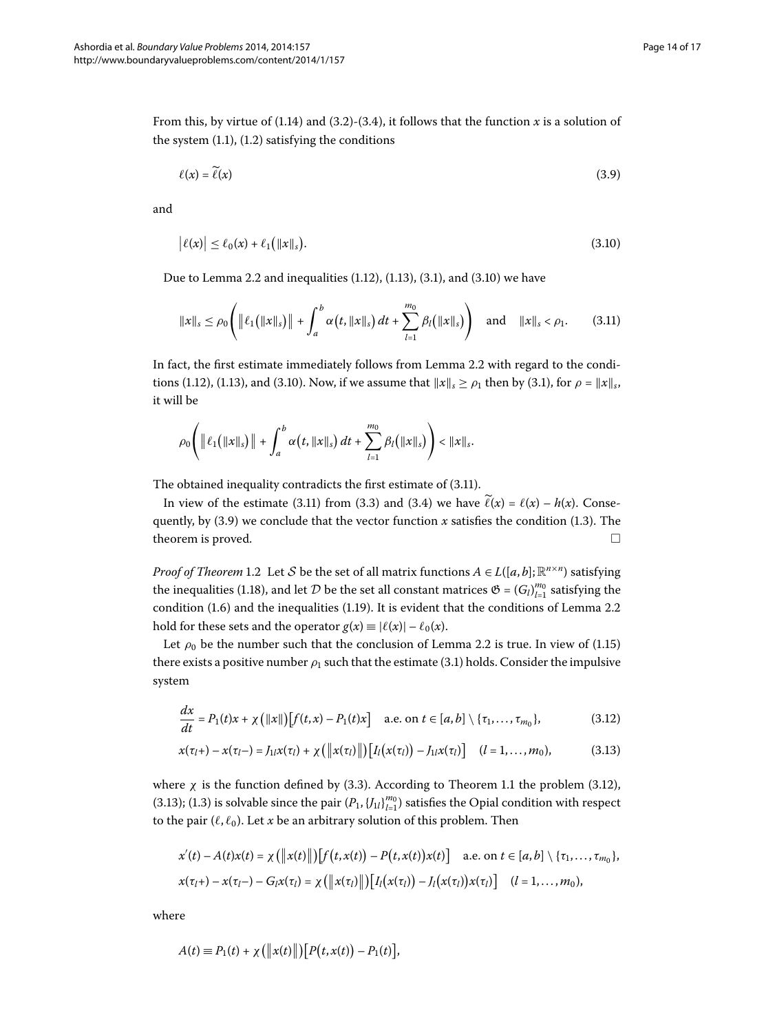From this, by virtue of (1.14) and (3.2)-(3.4), it follows that the function $x$ is a solution of the system (1.1), (1.2) satisfying the conditions

$$\ell(x) = \widetilde{\ell}(x) \tag{3.9}$$

and

$$\left|\ell(x)\right| \le \ell_0(x) + \ell_1\left(\|x\|_s\right). \tag{3.10}$$

Due to Lemma 2.2 and inequalities (1.12), (1.13), (3.1), and (3.10) we have

$$\|x\|_s \le \rho_0\left( \left\|\ell_1\left(\|x\|_s\right)\right\| + \int_a^b \alpha\left(t, \|x\|_s\right) dt + \sum_{l=1}^{m_0} \beta_l\left(\|x\|_s\right) \right) \quad \text{and} \quad \|x\|_s < \rho_1. \tag{3.11}$$

In fact, the first estimate immediately follows from Lemma 2.2 with regard to the conditions (1.12), (1.13), and (3.10). Now, if we assume that $\|x\|_s \ge \rho_1$ then by (3.1), for $\rho = \|x\|_s$, it will be

$$\rho_0\left( \left\|\ell_1\left(\|x\|_s\right)\right\| + \int_a^b \alpha\left(t, \|x\|_s\right) dt + \sum_{l=1}^{m_0} \beta_l\left(\|x\|_s\right) \right) < \|x\|_s.$$

The obtained inequality contradicts the first estimate of (3.11).

In view of the estimate (3.11) from (3.3) and (3.4) we have $\widetilde{\ell}(x) = \ell(x) - h(x)$. Consequently, by (3.9) we conclude that the vector function $x$ satisfies the condition (1.3). The theorem is proved. □

*Proof of Theorem* 1.2 Let $\mathcal{S}$ be the set of all matrix functions $A \in L([a,b];\mathbb{R}^{n\times n})$ satisfying the inequalities (1.18), and let $\mathcal{D}$ be the set all constant matrices $\mathfrak{G} = (G_l)_{l=1}^{m_0}$ satisfying the condition (1.6) and the inequalities (1.19). It is evident that the conditions of Lemma 2.2 hold for these sets and the operator $g(x) \equiv |\ell(x)| - \ell_0(x)$.

Let $\rho_0$ be the number such that the conclusion of Lemma 2.2 is true. In view of (1.15) there exists a positive number $\rho_1$ such that the estimate (3.1) holds. Consider the impulsive system

$$\frac{dx}{dt} = P_1(t)x + \chi\left(\|x\|\right)\left[f(t,x) - P_1(t)x\right] \quad \text{a.e. on } t \in [a,b] \setminus \{\tau_1, \dots, \tau_{m_0}\}, \tag{3.12}$$

$$x(\tau_l+) - x(\tau_l-) = J_{1l}x(\tau_l) + \chi\left(\left\|x(\tau_l)\right\|\right)\left[I_l\left(x(\tau_l)\right) - J_{1l}x(\tau_l)\right] \quad (l = 1, \dots, m_0), \tag{3.13}$$

where $\chi$ is the function defined by (3.3). According to Theorem 1.1 the problem (3.12), (3.13); (1.3) is solvable since the pair $(P_1, \{J_{1l}\}_{l=1}^{m_0})$ satisfies the Opial condition with respect to the pair $(\ell, \ell_0)$. Let $x$ be an arbitrary solution of this problem. Then

$$x'(t) - A(t)x(t) = \chi\left(\left\|x(t)\right\|\right)\left[f\left(t, x(t)\right) - P\left(t, x(t)\right)x(t)\right] \quad \text{a.e. on } t \in [a,b] \setminus \{\tau_1, \dots, \tau_{m_0}\},$$

$$x(\tau_l+) - x(\tau_l-) - G_l x(\tau_l) = \chi\left(\left\|x(\tau_l)\right\|\right)\left[I_l\left(x(\tau_l)\right) - J_l\left(x(\tau_l)\right)x(\tau_l)\right] \quad (l = 1, \dots, m_0),$$

where

$$A(t) \equiv P_1(t) + \chi\left(\left\|x(t)\right\|\right)\left[P\left(t, x(t)\right) - P_1(t)\right],$$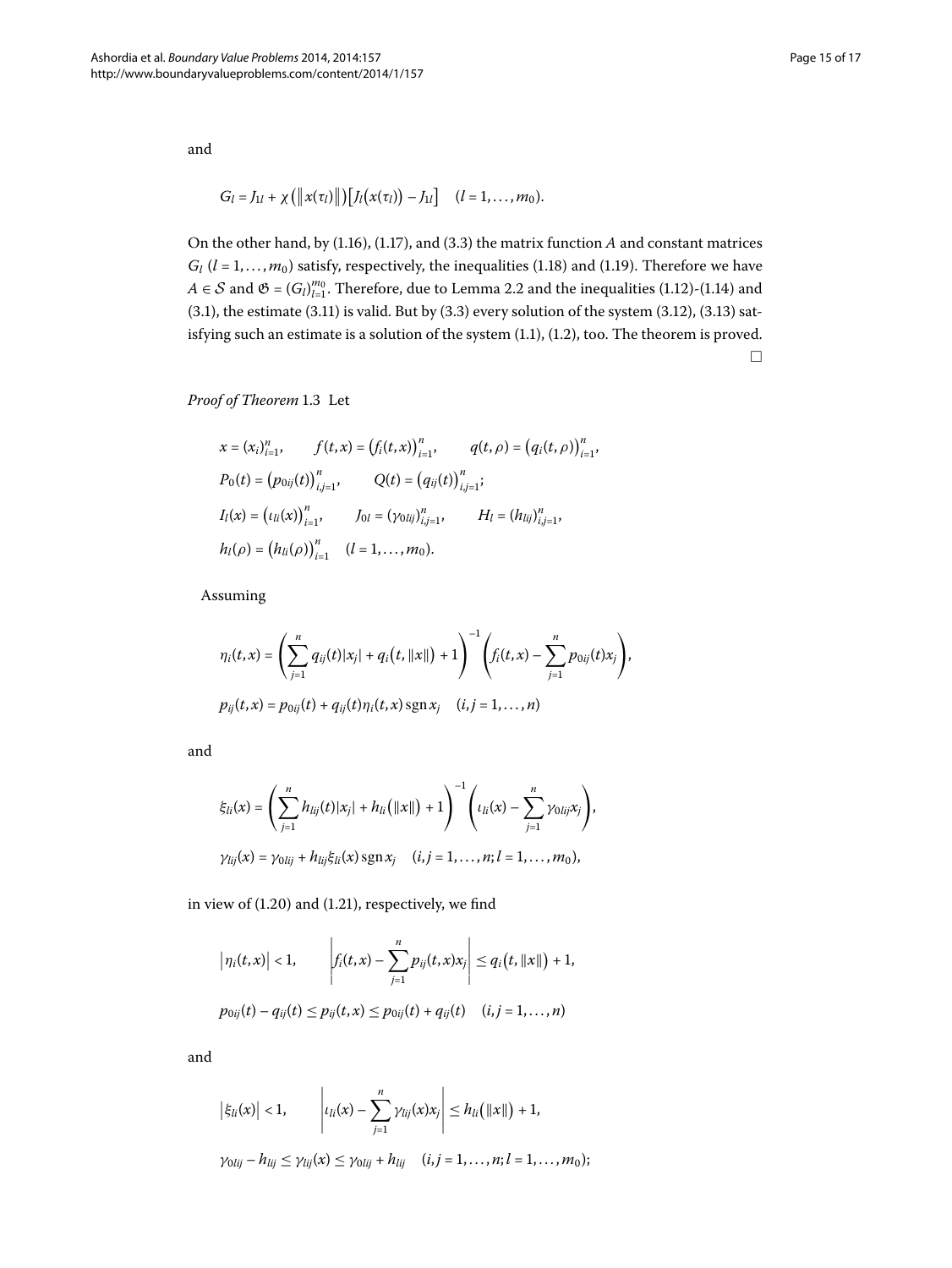and

$$G_l = J_{1l} + \chi\big(\|x(\tau_l)\|\big)\big[J_l\big(x(\tau_l)\big) - J_{1l}\big] \quad (l = 1, \dots, m_0).$$

On the other hand, by (1.16), (1.17), and (3.3) the matrix function $A$ and constant matrices $G_l$ $(l = 1, \dots, m_0)$ satisfy, respectively, the inequalities (1.18) and (1.19). Therefore we have $A \in \mathcal{S}$ and $\mathfrak{G} = (G_l)_{l=1}^{m_0}$. Therefore, due to Lemma 2.2 and the inequalities (1.12)-(1.14) and (3.1), the estimate (3.11) is valid. But by (3.3) every solution of the system (3.12), (3.13) satisfying such an estimate is a solution of the system (1.1), (1.2), too. The theorem is proved. □

*Proof of Theorem* 1.3 Let

$$\begin{aligned}
&x = (x_i)_{i=1}^n, \qquad f(t,x) = \big(f_i(t,x)\big)_{i=1}^n, \qquad q(t,\rho) = \big(q_i(t,\rho)\big)_{i=1}^n, \\
&P_0(t) = \big(p_{0ij}(t)\big)_{i,j=1}^n, \qquad Q(t) = \big(q_{ij}(t)\big)_{i,j=1}^n; \\
&I_l(x) = \big(\iota_{li}(x)\big)_{i=1}^n, \qquad J_{0l} = (\gamma_{0lij})_{i,j=1}^n, \qquad H_l = (h_{lij})_{i,j=1}^n, \\
&h_l(\rho) = \big(h_{li}(\rho)\big)_{i=1}^n \quad (l = 1, \dots, m_0).
\end{aligned}$$

Assuming

$$\begin{aligned}
&\eta_i(t,x) = \left(\sum_{j=1}^n q_{ij}(t)|x_j| + q_i\big(t,\|x\|\big) + 1\right)^{-1} \left(f_i(t,x) - \sum_{j=1}^n p_{0ij}(t)x_j\right), \\
&p_{ij}(t,x) = p_{0ij}(t) + q_{ij}(t)\eta_i(t,x)\operatorname{sgn} x_j \quad (i,j = 1, \dots, n)
\end{aligned}$$

and

$$\begin{aligned}
&\xi_{li}(x) = \left(\sum_{j=1}^n h_{lij}(t)|x_j| + h_{li}\big(\|x\|\big) + 1\right)^{-1} \left(\iota_{li}(x) - \sum_{j=1}^n \gamma_{0lij}x_j\right), \\
&\gamma_{lij}(x) = \gamma_{0lij} + h_{lij}\xi_{li}(x)\operatorname{sgn} x_j \quad (i,j = 1, \dots, n; l = 1, \dots, m_0),
\end{aligned}$$

in view of (1.20) and (1.21), respectively, we find

$$\begin{aligned}
&\big|\eta_i(t,x)\big| < 1, \qquad \left|f_i(t,x) - \sum_{j=1}^n p_{ij}(t,x)x_j\right| \le q_i\big(t,\|x\|\big) + 1, \\
&p_{0ij}(t) - q_{ij}(t) \le p_{ij}(t,x) \le p_{0ij}(t) + q_{ij}(t) \quad (i,j = 1, \dots, n)
\end{aligned}$$

and

$$\begin{aligned}
&\big|\xi_{li}(x)\big| < 1, \qquad \left|\iota_{li}(x) - \sum_{j=1}^n \gamma_{lij}(x)x_j\right| \le h_{li}\big(\|x\|\big) + 1, \\
&\gamma_{0lij} - h_{lij} \le \gamma_{lij}(x) \le \gamma_{0lij} + h_{lij} \quad (i,j = 1, \dots, n; l = 1, \dots, m_0);
\end{aligned}$$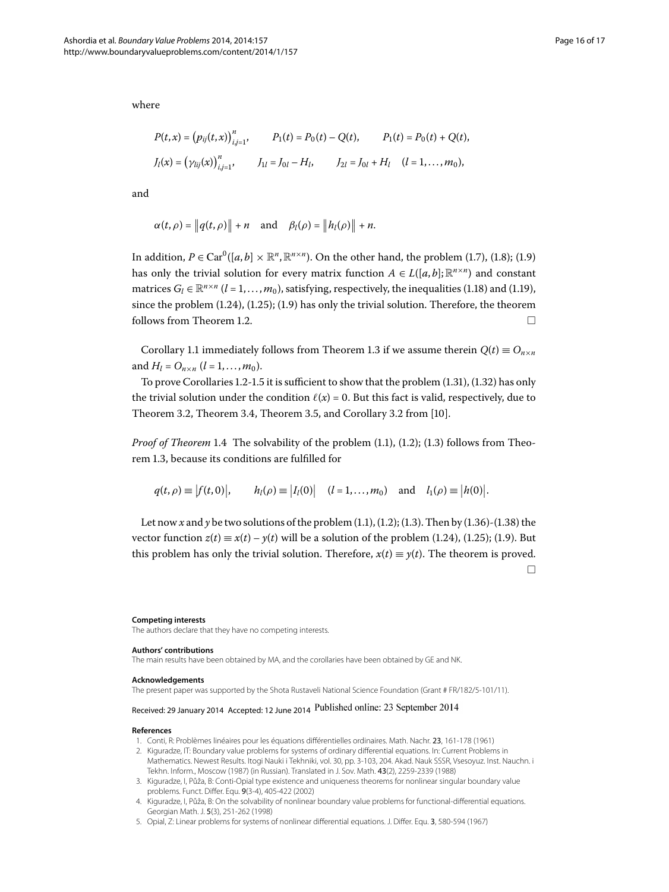where

$$P(t,x) = \big(p_{ij}(t,x)\big)_{i,j=1}^{n}, \qquad P_1(t) = P_0(t) - Q(t), \qquad P_1(t) = P_0(t) + Q(t),$$

$$J_l(x) = \big(\gamma_{lij}(x)\big)_{i,j=1}^{n}, \qquad J_{1l} = J_{0l} - H_l, \qquad J_{2l} = J_{0l} + H_l \quad (l = 1, \dots, m_0),$$

and

$$\alpha(t,\rho) = \big\|q(t,\rho)\big\| + n \quad \text{and} \quad \beta_l(\rho) = \big\|h_l(\rho)\big\| + n.$$

In addition, $P \in \mathrm{Car}^0([a,b] \times \mathbb{R}^n, \mathbb{R}^{n\times n})$. On the other hand, the problem (1.7), (1.8); (1.9) has only the trivial solution for every matrix function $A \in L([a,b]; \mathbb{R}^{n\times n})$ and constant matrices $G_l \in \mathbb{R}^{n\times n}$ $(l = 1, \dots, m_0)$, satisfying, respectively, the inequalities (1.18) and (1.19), since the problem (1.24), (1.25); (1.9) has only the trivial solution. Therefore, the theorem follows from Theorem 1.2. □

Corollary 1.1 immediately follows from Theorem 1.3 if we assume therein $Q(t) \equiv O_{n\times n}$ and $H_l = O_{n\times n}$ $(l = 1, \dots, m_0)$.

To prove Corollaries 1.2-1.5 it is sufficient to show that the problem (1.31), (1.32) has only the trivial solution under the condition $\ell(x) = 0$. But this fact is valid, respectively, due to Theorem 3.2, Theorem 3.4, Theorem 3.5, and Corollary 3.2 from [10].

*Proof of Theorem* 1.4 The solvability of the problem (1.1), (1.2); (1.3) follows from Theorem 1.3, because its conditions are fulfilled for

$$q(t,\rho) \equiv \big|f(t,0)\big|, \qquad h_l(\rho) \equiv \big|I_l(0)\big| \quad (l = 1, \dots, m_0) \quad \text{and} \quad l_1(\rho) \equiv \big|h(0)\big|.$$

Let now $x$ and $y$ be two solutions of the problem (1.1), (1.2); (1.3). Then by (1.36)-(1.38) the vector function $z(t) \equiv x(t) - y(t)$ will be a solution of the problem (1.24), (1.25); (1.9). But this problem has only the trivial solution. Therefore, $x(t) \equiv y(t)$. The theorem is proved. □

**Competing interests**
The authors declare that they have no competing interests.

**Authors' contributions**
The main results have been obtained by MA, and the corollaries have been obtained by GE and NK.

**Acknowledgements**
The present paper was supported by the Shota Rustaveli National Science Foundation (Grant # FR/182/5-101/11).

Received: 29 January 2014 Accepted: 12 June 2014 Published online: 23 September 2014

**References**

1. Conti, R: Problèmes linéaires pour les équations différentielles ordinaires. Math. Nachr. **23**, 161-178 (1961)
2. Kiguradze, IT: Boundary value problems for systems of ordinary differential equations. In: Current Problems in Mathematics. Newest Results. Itogi Nauki i Tekhniki, vol. 30, pp. 3-103, 204. Akad. Nauk SSSR, Vsesoyuz. Inst. Nauchn. i Tekhn. Inform., Moscow (1987) (in Russian). Translated in J. Sov. Math. **43**(2), 2259-2339 (1988)
3. Kiguradze, I, Půža, B: Conti-Opial type existence and uniqueness theorems for nonlinear singular boundary value problems. Funct. Differ. Equ. **9**(3-4), 405-422 (2002)
4. Kiguradze, I, Půža, B: On the solvability of nonlinear boundary value problems for functional-differential equations. Georgian Math. J. **5**(3), 251-262 (1998)
5. Opial, Z: Linear problems for systems of nonlinear differential equations. J. Differ. Equ. **3**, 580-594 (1967)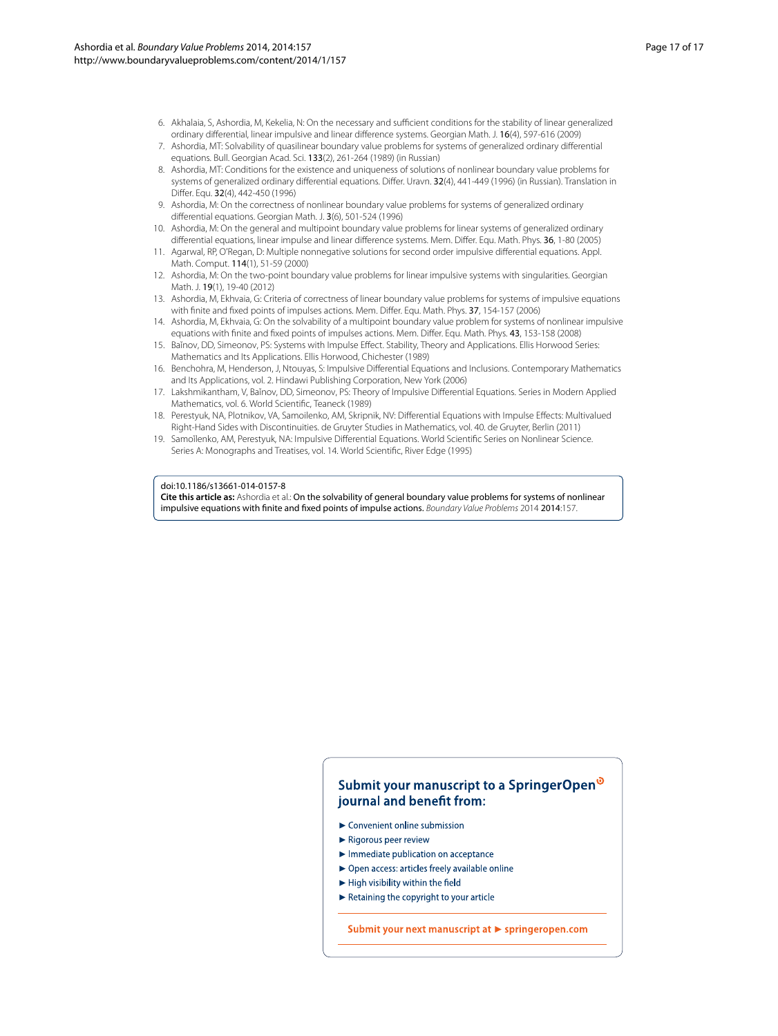6. Akhalaia, S, Ashordia, M, Kekelia, N: On the necessary and sufficient conditions for the stability of linear generalized ordinary differential, linear impulsive and linear difference systems. Georgian Math. J. **16**(4), 597-616 (2009)
7. Ashordia, MT: Solvability of quasilinear boundary value problems for systems of generalized ordinary differential equations. Bull. Georgian Acad. Sci. **133**(2), 261-264 (1989) (in Russian)
8. Ashordia, MT: Conditions for the existence and uniqueness of solutions of nonlinear boundary value problems for systems of generalized ordinary differential equations. Differ. Uravn. **32**(4), 441-449 (1996) (in Russian). Translation in Differ. Equ. **32**(4), 442-450 (1996)
9. Ashordia, M: On the correctness of nonlinear boundary value problems for systems of generalized ordinary differential equations. Georgian Math. J. **3**(6), 501-524 (1996)
10. Ashordia, M: On the general and multipoint boundary value problems for linear systems of generalized ordinary differential equations, linear impulse and linear difference systems. Mem. Differ. Equ. Math. Phys. **36**, 1-80 (2005)
11. Agarwal, RP, O'Regan, D: Multiple nonnegative solutions for second order impulsive differential equations. Appl. Math. Comput. **114**(1), 51-59 (2000)
12. Ashordia, M: On the two-point boundary value problems for linear impulsive systems with singularities. Georgian Math. J. **19**(1), 19-40 (2012)
13. Ashordia, M, Ekhvaia, G: Criteria of correctness of linear boundary value problems for systems of impulsive equations with finite and fixed points of impulses actions. Mem. Differ. Equ. Math. Phys. **37**, 154-157 (2006)
14. Ashordia, M, Ekhvaia, G: On the solvability of a multipoint boundary value problem for systems of nonlinear impulsive equations with finite and fixed points of impulses actions. Mem. Differ. Equ. Math. Phys. **43**, 153-158 (2008)
15. Baĭnov, DD, Simeonov, PS: Systems with Impulse Effect. Stability, Theory and Applications. Ellis Horwood Series: Mathematics and Its Applications. Ellis Horwood, Chichester (1989)
16. Benchohra, M, Henderson, J, Ntouyas, S: Impulsive Differential Equations and Inclusions. Contemporary Mathematics and Its Applications, vol. 2. Hindawi Publishing Corporation, New York (2006)
17. Lakshmikantham, V, Baĭnov, DD, Simeonov, PS: Theory of Impulsive Differential Equations. Series in Modern Applied Mathematics, vol. 6. World Scientific, Teaneck (1989)
18. Perestyuk, NA, Plotnikov, VA, Samoilenko, AM, Skripnik, NV: Differential Equations with Impulse Effects: Multivalued Right-Hand Sides with Discontinuities. de Gruyter Studies in Mathematics, vol. 40. de Gruyter, Berlin (2011)
19. Samoĭlenko, AM, Perestyuk, NA: Impulsive Differential Equations. World Scientific Series on Nonlinear Science. Series A: Monographs and Treatises, vol. 14. World Scientific, River Edge (1995)

doi:10.1186/s13661-014-0157-8
**Cite this article as:** Ashordia et al.: On the solvability of general boundary value problems for systems of nonlinear impulsive equations with finite and fixed points of impulse actions. *Boundary Value Problems* 2014 **2014**:157.

**Submit your manuscript to a SpringerOpen journal and benefit from:**

- ► Convenient online submission
- ► Rigorous peer review
- ► Immediate publication on acceptance
- ► Open access: articles freely available online
- ► High visibility within the field
- ► Retaining the copyright to your article

**Submit your next manuscript at ► springeropen.com**